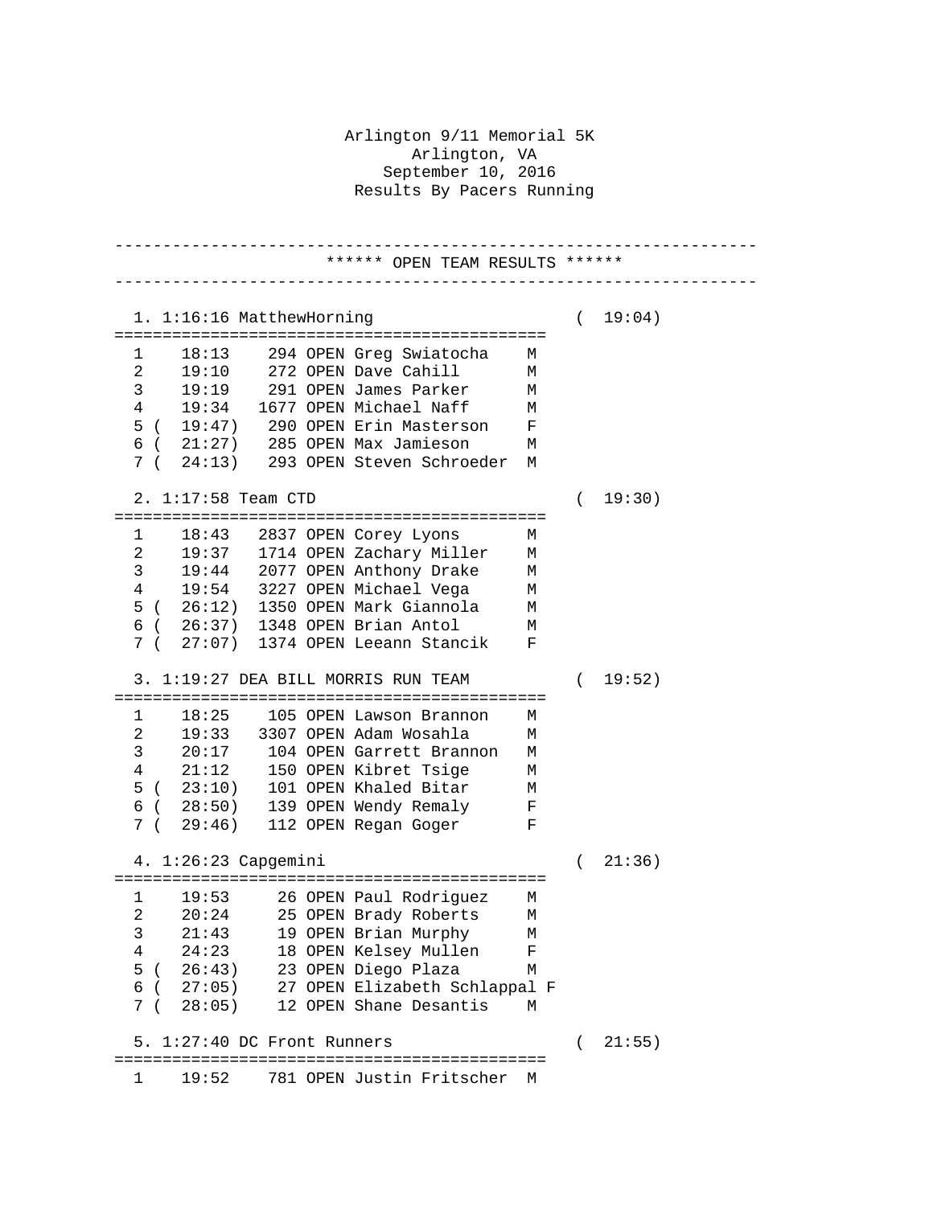# Arlington 9/11 Memorial 5K

Arlington, VA
September 10, 2016
Results By Pacers Running

---

## ****** OPEN TEAM RESULTS ******

---

### 1. 1:16:16 MatthewHorning ( 19:04)

| | Time | Bib | Div | Name | Sex |
|---|---|---|---|---|---|
| 1 | 18:13 | 294 | OPEN | Greg Swiatocha | M |
| 2 | 19:10 | 272 | OPEN | Dave Cahill | M |
| 3 | 19:19 | 291 | OPEN | James Parker | M |
| 4 | 19:34 | 1677 | OPEN | Michael Naff | M |
| 5 | ( 19:47) | 290 | OPEN | Erin Masterson | F |
| 6 | ( 21:27) | 285 | OPEN | Max Jamieson | M |
| 7 | ( 24:13) | 293 | OPEN | Steven Schroeder | M |

### 2. 1:17:58 Team CTD ( 19:30)

| | Time | Bib | Div | Name | Sex |
|---|---|---|---|---|---|
| 1 | 18:43 | 2837 | OPEN | Corey Lyons | M |
| 2 | 19:37 | 1714 | OPEN | Zachary Miller | M |
| 3 | 19:44 | 2077 | OPEN | Anthony Drake | M |
| 4 | 19:54 | 3227 | OPEN | Michael Vega | M |
| 5 | ( 26:12) | 1350 | OPEN | Mark Giannola | M |
| 6 | ( 26:37) | 1348 | OPEN | Brian Antol | M |
| 7 | ( 27:07) | 1374 | OPEN | Leeann Stancik | F |

### 3. 1:19:27 DEA BILL MORRIS RUN TEAM ( 19:52)

| | Time | Bib | Div | Name | Sex |
|---|---|---|---|---|---|
| 1 | 18:25 | 105 | OPEN | Lawson Brannon | M |
| 2 | 19:33 | 3307 | OPEN | Adam Wosahla | M |
| 3 | 20:17 | 104 | OPEN | Garrett Brannon | M |
| 4 | 21:12 | 150 | OPEN | Kibret Tsige | M |
| 5 | ( 23:10) | 101 | OPEN | Khaled Bitar | M |
| 6 | ( 28:50) | 139 | OPEN | Wendy Remaly | F |
| 7 | ( 29:46) | 112 | OPEN | Regan Goger | F |

### 4. 1:26:23 Capgemini ( 21:36)

| | Time | Bib | Div | Name | Sex |
|---|---|---|---|---|---|
| 1 | 19:53 | 26 | OPEN | Paul Rodriguez | M |
| 2 | 20:24 | 25 | OPEN | Brady Roberts | M |
| 3 | 21:43 | 19 | OPEN | Brian Murphy | M |
| 4 | 24:23 | 18 | OPEN | Kelsey Mullen | F |
| 5 | ( 26:43) | 23 | OPEN | Diego Plaza | M |
| 6 | ( 27:05) | 27 | OPEN | Elizabeth Schlappal | F |
| 7 | ( 28:05) | 12 | OPEN | Shane Desantis | M |

### 5. 1:27:40 DC Front Runners ( 21:55)

| | Time | Bib | Div | Name | Sex |
|---|---|---|---|---|---|
| 1 | 19:52 | 781 | OPEN | Justin Fritscher | M |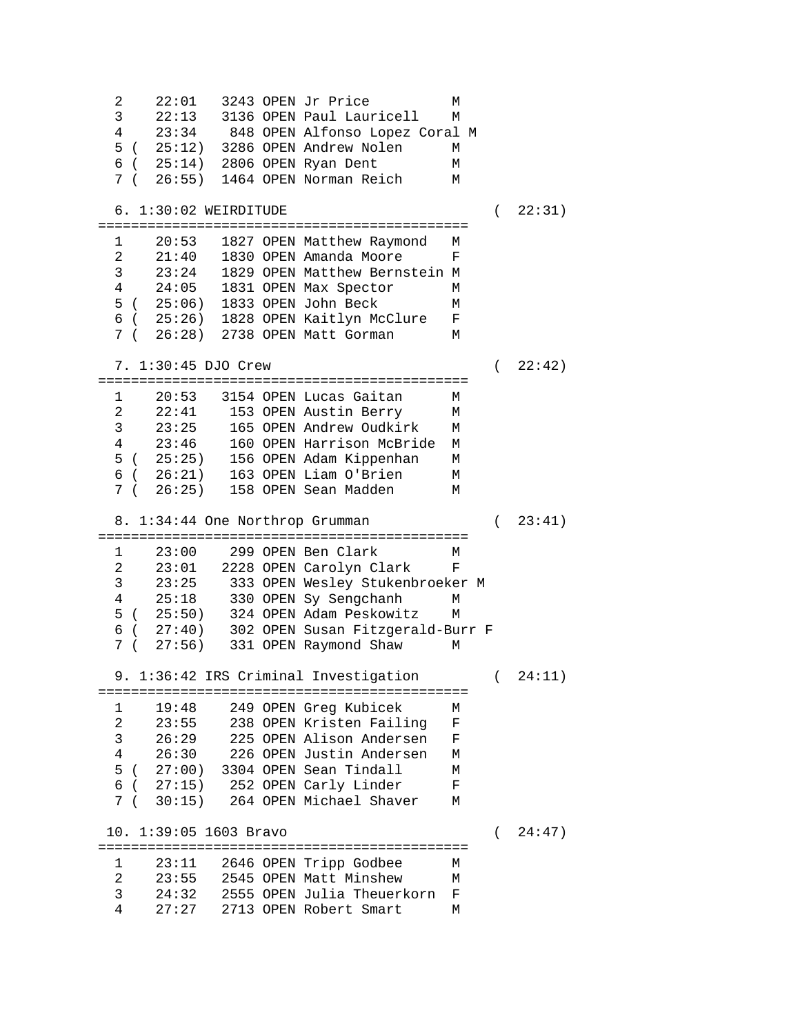```
  2    22:01   3243 OPEN Jr Price          M
  3    22:13   3136 OPEN Paul Lauricell    M
  4    23:34    848 OPEN Alfonso Lopez Coral M
  5 (  25:12)  3286 OPEN Andrew Nolen      M
  6 (  25:14)  2806 OPEN Ryan Dent         M
  7 (  26:55)  1464 OPEN Norman Reich      M

  6. 1:30:02 WEIRDITUDE                            (  22:31)
=============================================
  1    20:53   1827 OPEN Matthew Raymond   M
  2    21:40   1830 OPEN Amanda Moore      F
  3    23:24   1829 OPEN Matthew Bernstein M
  4    24:05   1831 OPEN Max Spector       M
  5 (  25:06)  1833 OPEN John Beck         M
  6 (  25:26)  1828 OPEN Kaitlyn McClure   F
  7 (  26:28)  2738 OPEN Matt Gorman       M

  7. 1:30:45 DJO Crew                              (  22:42)
=============================================
  1    20:53   3154 OPEN Lucas Gaitan      M
  2    22:41    153 OPEN Austin Berry      M
  3    23:25    165 OPEN Andrew Oudkirk    M
  4    23:46    160 OPEN Harrison McBride  M
  5 (  25:25)   156 OPEN Adam Kippenhan    M
  6 (  26:21)   163 OPEN Liam O'Brien      M
  7 (  26:25)   158 OPEN Sean Madden       M

  8. 1:34:44 One Northrop Grumman                  (  23:41)
=============================================
  1    23:00    299 OPEN Ben Clark         M
  2    23:01   2228 OPEN Carolyn Clark     F
  3    23:25    333 OPEN Wesley Stukenbroeker M
  4    25:18    330 OPEN Sy Sengchanh      M
  5 (  25:50)   324 OPEN Adam Peskowitz    M
  6 (  27:40)   302 OPEN Susan Fitzgerald-Burr F
  7 (  27:56)   331 OPEN Raymond Shaw      M

  9. 1:36:42 IRS Criminal Investigation            (  24:11)
=============================================
  1    19:48    249 OPEN Greg Kubicek      M
  2    23:55    238 OPEN Kristen Failing   F
  3    26:29    225 OPEN Alison Andersen   F
  4    26:30    226 OPEN Justin Andersen   M
  5 (  27:00)  3304 OPEN Sean Tindall      M
  6 (  27:15)   252 OPEN Carly Linder      F
  7 (  30:15)   264 OPEN Michael Shaver    M

 10. 1:39:05 1603 Bravo                            (  24:47)
=============================================
  1    23:11   2646 OPEN Tripp Godbee      M
  2    23:55   2545 OPEN Matt Minshew      M
  3    24:32   2555 OPEN Julia Theuerkorn  F
  4    27:27   2713 OPEN Robert Smart      M
```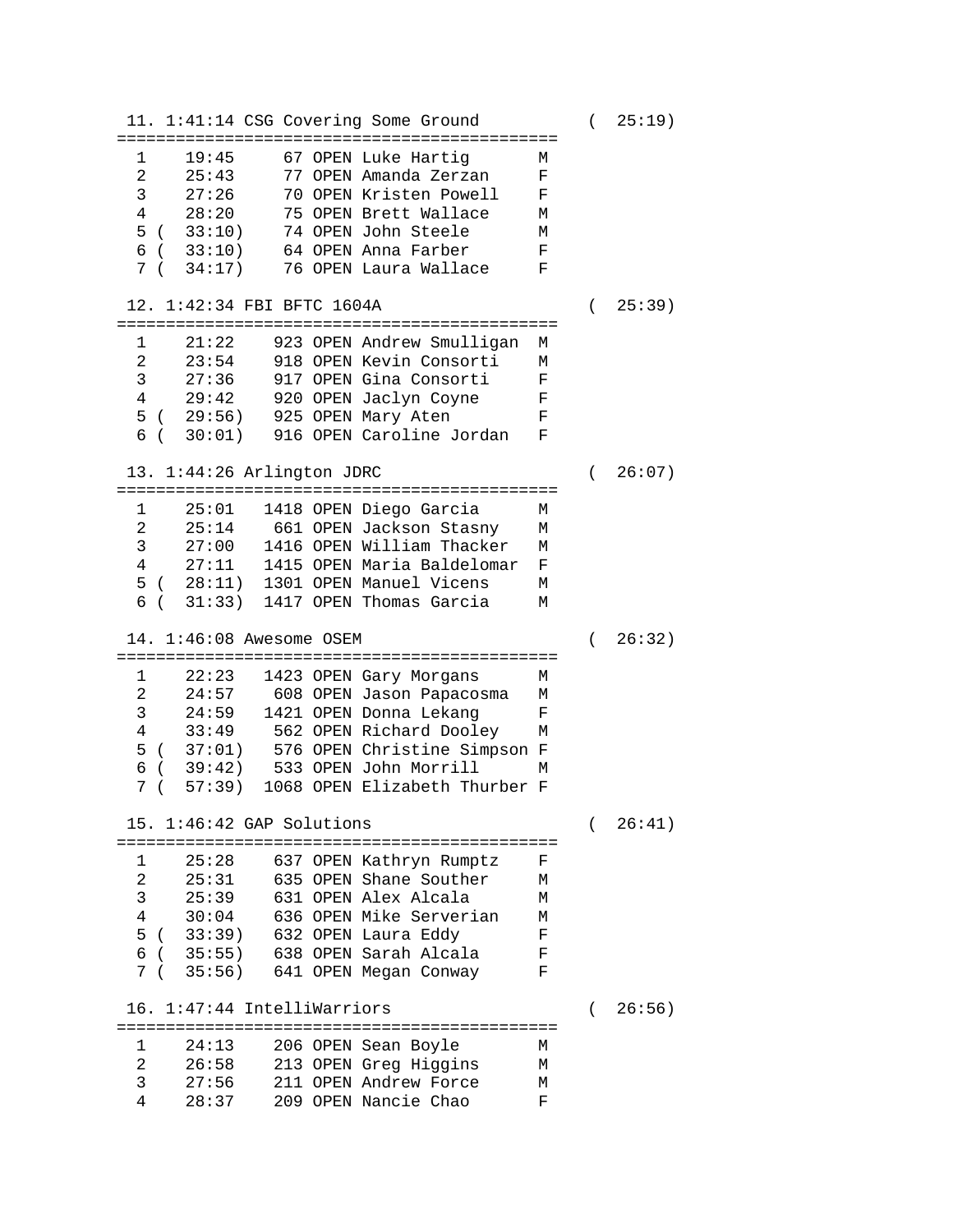```
 11. 1:41:14 CSG Covering Some Ground          (  25:19)
=============================================
  1    19:45     67 OPEN Luke Hartig       M
  2    25:43     77 OPEN Amanda Zerzan     F
  3    27:26     70 OPEN Kristen Powell    F
  4    28:20     75 OPEN Brett Wallace     M
  5 (  33:10)    74 OPEN John Steele       M
  6 (  33:10)    64 OPEN Anna Farber       F
  7 (  34:17)    76 OPEN Laura Wallace     F

 12. 1:42:34 FBI BFTC 1604A                    (  25:39)
=============================================
  1    21:22    923 OPEN Andrew Smulligan  M
  2    23:54    918 OPEN Kevin Consorti    M
  3    27:36    917 OPEN Gina Consorti     F
  4    29:42    920 OPEN Jaclyn Coyne      F
  5 (  29:56)   925 OPEN Mary Aten         F
  6 (  30:01)   916 OPEN Caroline Jordan   F

 13. 1:44:26 Arlington JDRC                    (  26:07)
=============================================
  1    25:01   1418 OPEN Diego Garcia      M
  2    25:14    661 OPEN Jackson Stasny    M
  3    27:00   1416 OPEN William Thacker   M
  4    27:11   1415 OPEN Maria Baldelomar  F
  5 (  28:11)  1301 OPEN Manuel Vicens     M
  6 (  31:33)  1417 OPEN Thomas Garcia     M

 14. 1:46:08 Awesome OSEM                      (  26:32)
=============================================
  1    22:23   1423 OPEN Gary Morgans      M
  2    24:57    608 OPEN Jason Papacosma   M
  3    24:59   1421 OPEN Donna Lekang      F
  4    33:49    562 OPEN Richard Dooley    M
  5 (  37:01)   576 OPEN Christine Simpson F
  6 (  39:42)   533 OPEN John Morrill      M
  7 (  57:39)  1068 OPEN Elizabeth Thurber F

 15. 1:46:42 GAP Solutions                     (  26:41)
=============================================
  1    25:28    637 OPEN Kathryn Rumptz    F
  2    25:31    635 OPEN Shane Souther     M
  3    25:39    631 OPEN Alex Alcala       M
  4    30:04    636 OPEN Mike Serverian    M
  5 (  33:39)   632 OPEN Laura Eddy        F
  6 (  35:55)   638 OPEN Sarah Alcala      F
  7 (  35:56)   641 OPEN Megan Conway      F

 16. 1:47:44 IntelliWarriors                   (  26:56)
=============================================
  1    24:13    206 OPEN Sean Boyle        M
  2    26:58    213 OPEN Greg Higgins      M
  3    27:56    211 OPEN Andrew Force      M
  4    28:37    209 OPEN Nancie Chao       F
```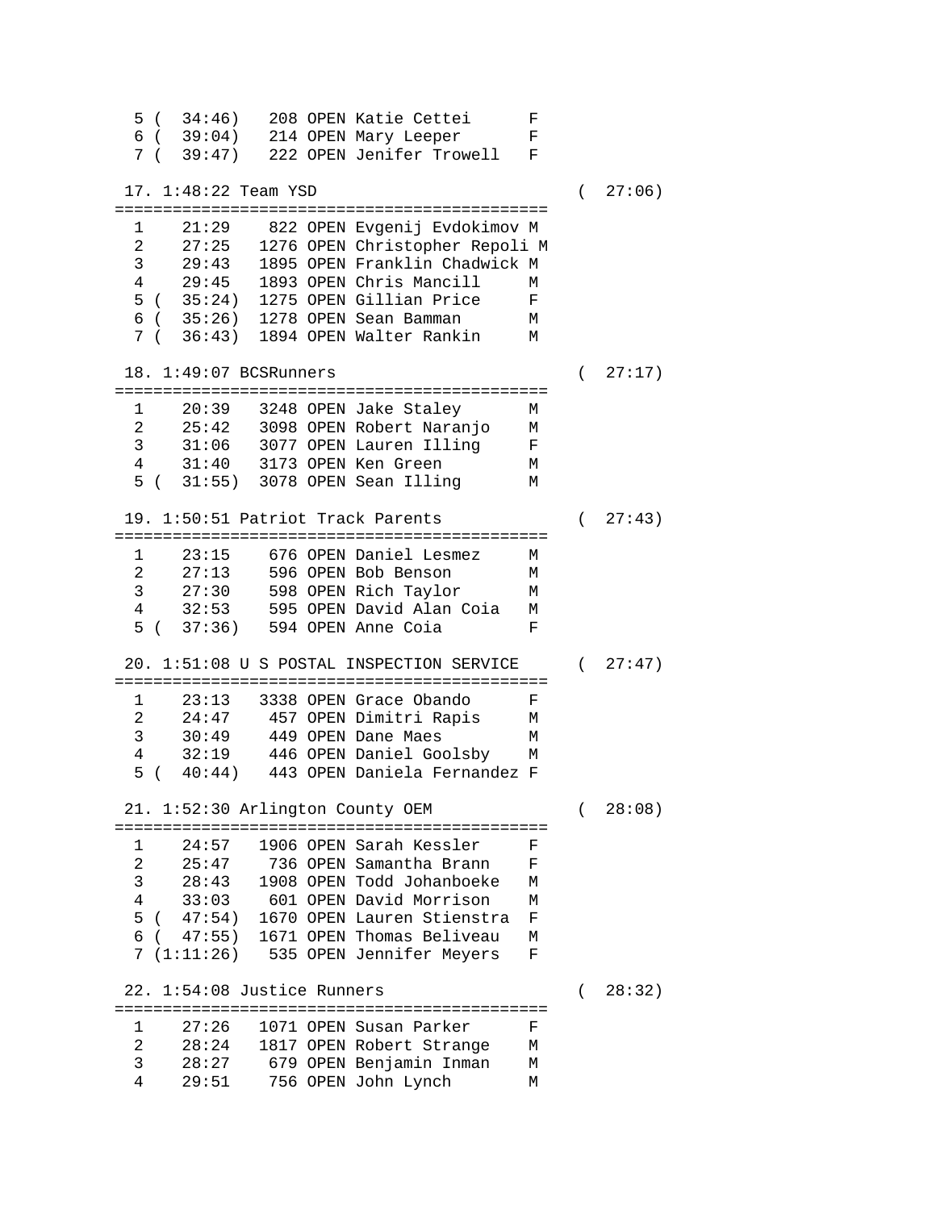```
  5 (  34:46)   208 OPEN Katie Cettei      F
  6 (  39:04)   214 OPEN Mary Leeper       F
  7 (  39:47)   222 OPEN Jenifer Trowell   F

 17. 1:48:22 Team YSD                             (  27:06)
=============================================
  1    21:29    822 OPEN Evgenij Evdokimov M
  2    27:25   1276 OPEN Christopher Repoli M
  3    29:43   1895 OPEN Franklin Chadwick M
  4    29:45   1893 OPEN Chris Mancill     M
  5 (  35:24)  1275 OPEN Gillian Price     F
  6 (  35:26)  1278 OPEN Sean Bamman       M
  7 (  36:43)  1894 OPEN Walter Rankin     M

 18. 1:49:07 BCSRunners                           (  27:17)
=============================================
  1    20:39   3248 OPEN Jake Staley       M
  2    25:42   3098 OPEN Robert Naranjo    M
  3    31:06   3077 OPEN Lauren Illing     F
  4    31:40   3173 OPEN Ken Green         M
  5 (  31:55)  3078 OPEN Sean Illing       M

 19. 1:50:51 Patriot Track Parents                (  27:43)
=============================================
  1    23:15    676 OPEN Daniel Lesmez     M
  2    27:13    596 OPEN Bob Benson        M
  3    27:30    598 OPEN Rich Taylor       M
  4    32:53    595 OPEN David Alan Coia   M
  5 (  37:36)   594 OPEN Anne Coia         F

 20. 1:51:08 U S POSTAL INSPECTION SERVICE        (  27:47)
=============================================
  1    23:13   3338 OPEN Grace Obando      F
  2    24:47    457 OPEN Dimitri Rapis     M
  3    30:49    449 OPEN Dane Maes         M
  4    32:19    446 OPEN Daniel Goolsby    M
  5 (  40:44)   443 OPEN Daniela Fernandez F

 21. 1:52:30 Arlington County OEM                 (  28:08)
=============================================
  1    24:57   1906 OPEN Sarah Kessler     F
  2    25:47    736 OPEN Samantha Brann    F
  3    28:43   1908 OPEN Todd Johanboeke   M
  4    33:03    601 OPEN David Morrison    M
  5 (  47:54)  1670 OPEN Lauren Stienstra  F
  6 (  47:55)  1671 OPEN Thomas Beliveau   M
  7 (1:11:26)   535 OPEN Jennifer Meyers   F

 22. 1:54:08 Justice Runners                      (  28:32)
=============================================
  1    27:26   1071 OPEN Susan Parker      F
  2    28:24   1817 OPEN Robert Strange    M
  3    28:27    679 OPEN Benjamin Inman    M
  4    29:51    756 OPEN John Lynch        M
```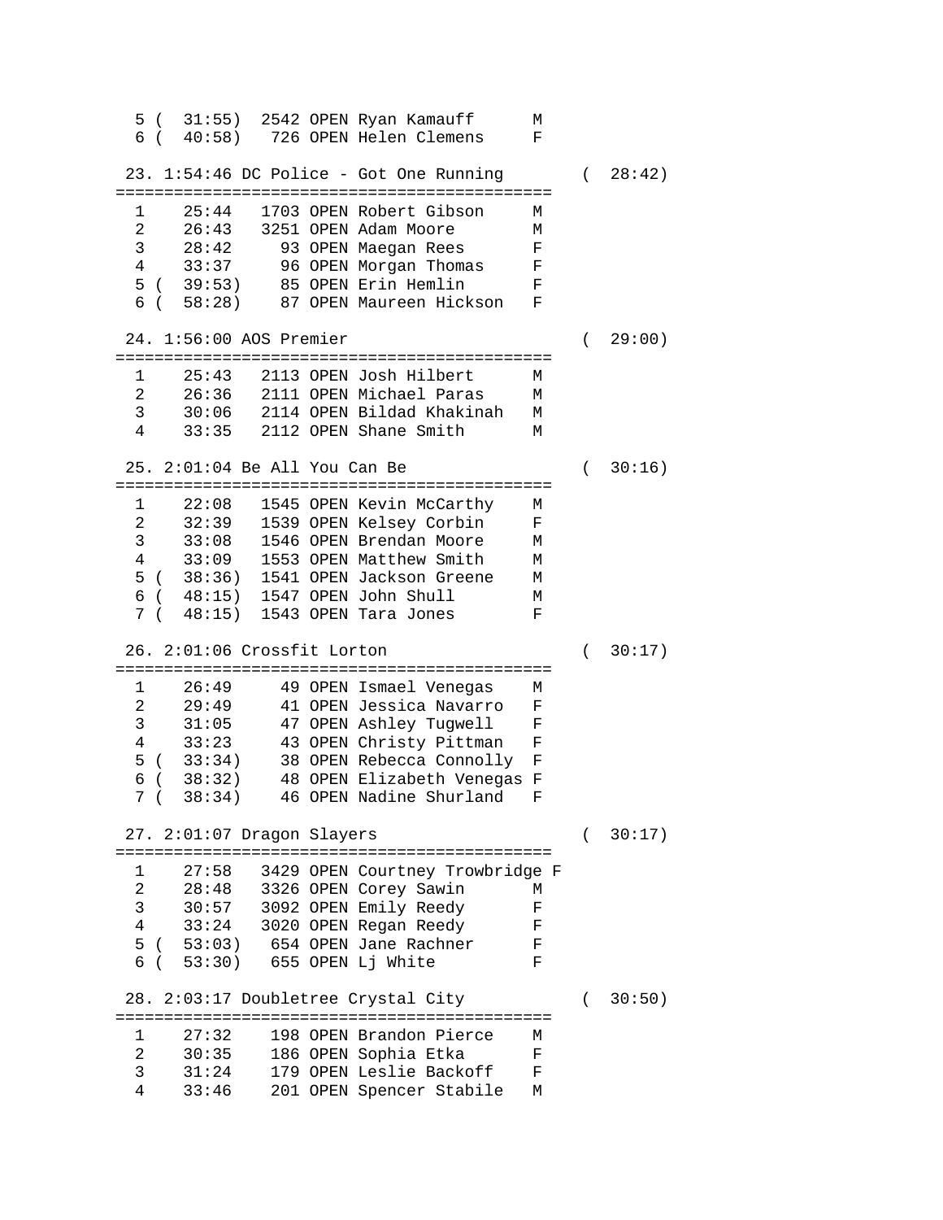```
  5 (  31:55)  2542 OPEN Ryan Kamauff      M
  6 (  40:58)   726 OPEN Helen Clemens     F

 23. 1:54:46 DC Police - Got One Running        (  28:42)
=============================================
  1    25:44   1703 OPEN Robert Gibson     M
  2    26:43   3251 OPEN Adam Moore        M
  3    28:42     93 OPEN Maegan Rees       F
  4    33:37     96 OPEN Morgan Thomas     F
  5 (  39:53)    85 OPEN Erin Hemlin       F
  6 (  58:28)    87 OPEN Maureen Hickson   F

 24. 1:56:00 AOS Premier                        (  29:00)
=============================================
  1    25:43   2113 OPEN Josh Hilbert      M
  2    26:36   2111 OPEN Michael Paras     M
  3    30:06   2114 OPEN Bildad Khakinah   M
  4    33:35   2112 OPEN Shane Smith       M

 25. 2:01:04 Be All You Can Be                  (  30:16)
=============================================
  1    22:08   1545 OPEN Kevin McCarthy    M
  2    32:39   1539 OPEN Kelsey Corbin     F
  3    33:08   1546 OPEN Brendan Moore     M
  4    33:09   1553 OPEN Matthew Smith     M
  5 (  38:36)  1541 OPEN Jackson Greene    M
  6 (  48:15)  1547 OPEN John Shull        M
  7 (  48:15)  1543 OPEN Tara Jones        F

 26. 2:01:06 Crossfit Lorton                    (  30:17)
=============================================
  1    26:49     49 OPEN Ismael Venegas    M
  2    29:49     41 OPEN Jessica Navarro   F
  3    31:05     47 OPEN Ashley Tugwell    F
  4    33:23     43 OPEN Christy Pittman   F
  5 (  33:34)    38 OPEN Rebecca Connolly  F
  6 (  38:32)    48 OPEN Elizabeth Venegas F
  7 (  38:34)    46 OPEN Nadine Shurland   F

 27. 2:01:07 Dragon Slayers                     (  30:17)
=============================================
  1    27:58   3429 OPEN Courtney Trowbridge F
  2    28:48   3326 OPEN Corey Sawin       M
  3    30:57   3092 OPEN Emily Reedy       F
  4    33:24   3020 OPEN Regan Reedy       F
  5 (  53:03)   654 OPEN Jane Rachner      F
  6 (  53:30)   655 OPEN Lj White          F

 28. 2:03:17 Doubletree Crystal City            (  30:50)
=============================================
  1    27:32    198 OPEN Brandon Pierce    M
  2    30:35    186 OPEN Sophia Etka       F
  3    31:24    179 OPEN Leslie Backoff    F
  4    33:46    201 OPEN Spencer Stabile   M
```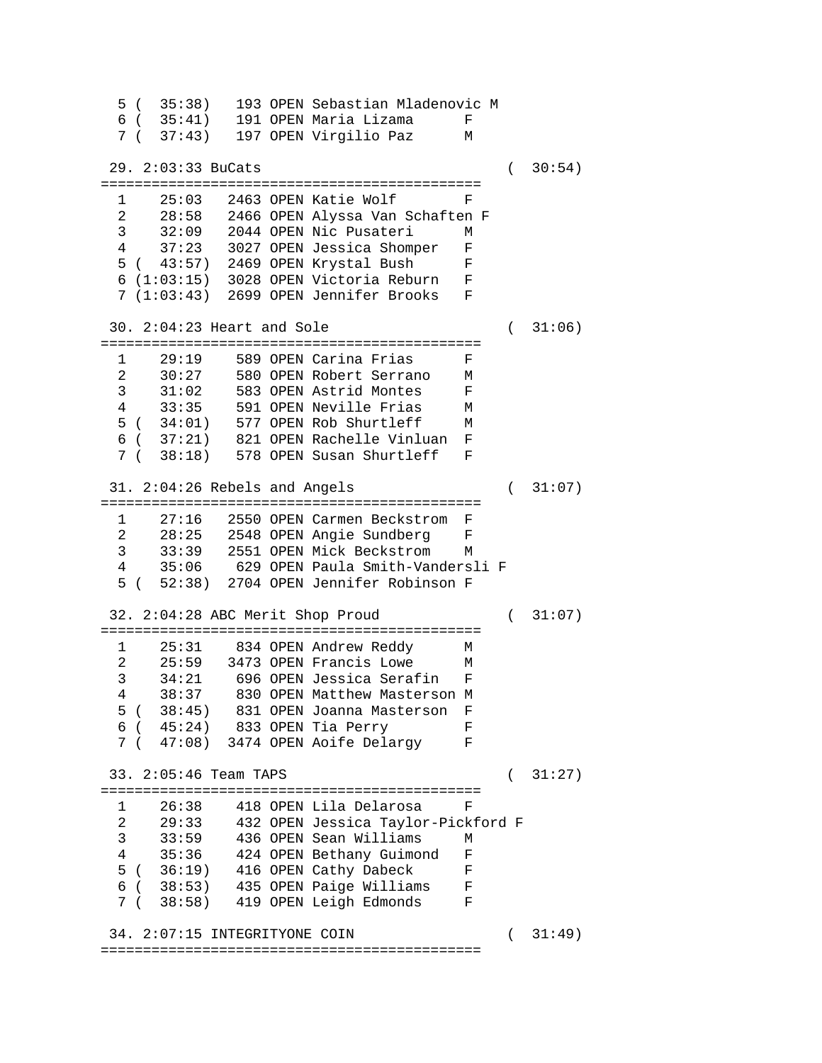```
  5 (  35:38)   193 OPEN Sebastian Mladenovic M
  6 (  35:41)   191 OPEN Maria Lizama      F
  7 (  37:43)   197 OPEN Virgilio Paz      M

 29. 2:03:33 BuCats                              (  30:54)
=============================================
  1    25:03   2463 OPEN Katie Wolf        F
  2    28:58   2466 OPEN Alyssa Van Schaften F
  3    32:09   2044 OPEN Nic Pusateri      M
  4    37:23   3027 OPEN Jessica Shomper   F
  5 (  43:57)  2469 OPEN Krystal Bush      F
  6 (1:03:15)  3028 OPEN Victoria Reburn   F
  7 (1:03:43)  2699 OPEN Jennifer Brooks   F

 30. 2:04:23 Heart and Sole                      (  31:06)
=============================================
  1    29:19    589 OPEN Carina Frias      F
  2    30:27    580 OPEN Robert Serrano    M
  3    31:02    583 OPEN Astrid Montes     F
  4    33:35    591 OPEN Neville Frias     M
  5 (  34:01)   577 OPEN Rob Shurtleff     M
  6 (  37:21)   821 OPEN Rachelle Vinluan  F
  7 (  38:18)   578 OPEN Susan Shurtleff   F

 31. 2:04:26 Rebels and Angels                   (  31:07)
=============================================
  1    27:16   2550 OPEN Carmen Beckstrom  F
  2    28:25   2548 OPEN Angie Sundberg    F
  3    33:39   2551 OPEN Mick Beckstrom    M
  4    35:06    629 OPEN Paula Smith-Vandersli F
  5 (  52:38)  2704 OPEN Jennifer Robinson F

 32. 2:04:28 ABC Merit Shop Proud                (  31:07)
=============================================
  1    25:31    834 OPEN Andrew Reddy      M
  2    25:59   3473 OPEN Francis Lowe      M
  3    34:21    696 OPEN Jessica Serafin   F
  4    38:37    830 OPEN Matthew Masterson M
  5 (  38:45)   831 OPEN Joanna Masterson  F
  6 (  45:24)   833 OPEN Tia Perry         F
  7 (  47:08)  3474 OPEN Aoife Delargy     F

 33. 2:05:46 Team TAPS                           (  31:27)
=============================================
  1    26:38    418 OPEN Lila Delarosa     F
  2    29:33    432 OPEN Jessica Taylor-Pickford F
  3    33:59    436 OPEN Sean Williams     M
  4    35:36    424 OPEN Bethany Guimond   F
  5 (  36:19)   416 OPEN Cathy Dabeck      F
  6 (  38:53)   435 OPEN Paige Williams    F
  7 (  38:58)   419 OPEN Leigh Edmonds     F

 34. 2:07:15 INTEGRITYONE COIN                   (  31:49)
=============================================
```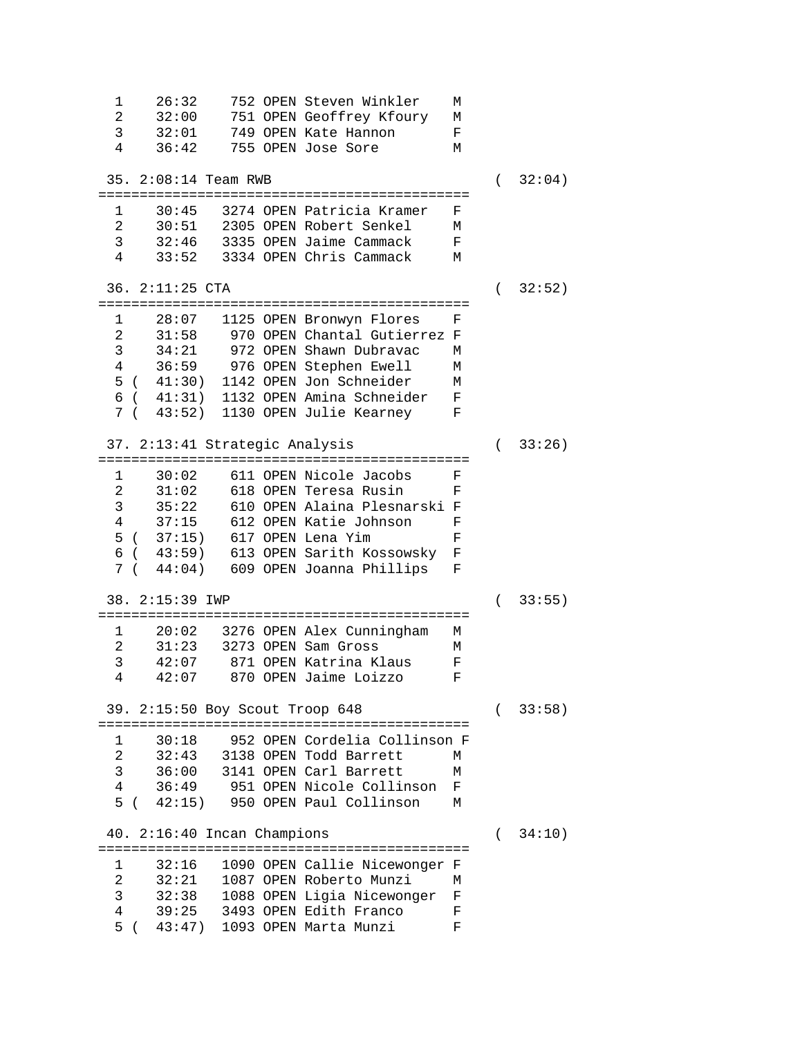```
  1    26:32    752 OPEN Steven Winkler    M
  2    32:00    751 OPEN Geoffrey Kfoury   M
  3    32:01    749 OPEN Kate Hannon       F
  4    36:42    755 OPEN Jose Sore         M

 35. 2:08:14 Team RWB                            (  32:04)
============================================
  1    30:45   3274 OPEN Patricia Kramer   F
  2    30:51   2305 OPEN Robert Senkel     M
  3    32:46   3335 OPEN Jaime Cammack     F
  4    33:52   3334 OPEN Chris Cammack     M

 36. 2:11:25 CTA                                 (  32:52)
============================================
  1    28:07   1125 OPEN Bronwyn Flores    F
  2    31:58    970 OPEN Chantal Gutierrez F
  3    34:21    972 OPEN Shawn Dubravac    M
  4    36:59    976 OPEN Stephen Ewell     M
  5 (  41:30)  1142 OPEN Jon Schneider     M
  6 (  41:31)  1132 OPEN Amina Schneider   F
  7 (  43:52)  1130 OPEN Julie Kearney     F

 37. 2:13:41 Strategic Analysis                  (  33:26)
============================================
  1    30:02    611 OPEN Nicole Jacobs     F
  2    31:02    618 OPEN Teresa Rusin      F
  3    35:22    610 OPEN Alaina Plesnarski F
  4    37:15    612 OPEN Katie Johnson     F
  5 (  37:15)   617 OPEN Lena Yim          F
  6 (  43:59)   613 OPEN Sarith Kossowsky  F
  7 (  44:04)   609 OPEN Joanna Phillips   F

 38. 2:15:39 IWP                                 (  33:55)
============================================
  1    20:02   3276 OPEN Alex Cunningham   M
  2    31:23   3273 OPEN Sam Gross         M
  3    42:07    871 OPEN Katrina Klaus     F
  4    42:07    870 OPEN Jaime Loizzo      F

 39. 2:15:50 Boy Scout Troop 648                 (  33:58)
============================================
  1    30:18    952 OPEN Cordelia Collinson F
  2    32:43   3138 OPEN Todd Barrett      M
  3    36:00   3141 OPEN Carl Barrett      M
  4    36:49    951 OPEN Nicole Collinson  F
  5 (  42:15)   950 OPEN Paul Collinson    M

 40. 2:16:40 Incan Champions                     (  34:10)
============================================
  1    32:16   1090 OPEN Callie Nicewonger F
  2    32:21   1087 OPEN Roberto Munzi     M
  3    32:38   1088 OPEN Ligia Nicewonger  F
  4    39:25   3493 OPEN Edith Franco      F
  5 (  43:47)  1093 OPEN Marta Munzi       F
```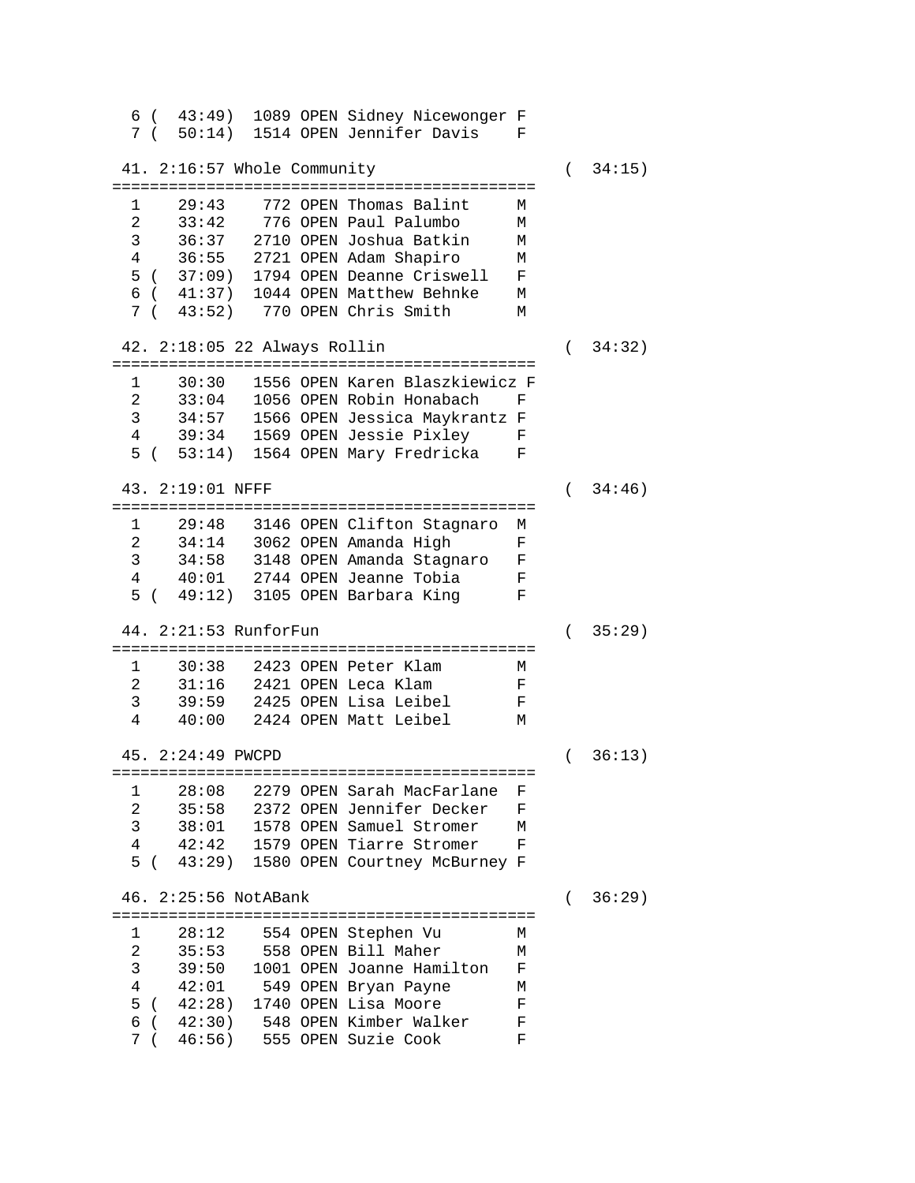```
  6 (  43:49)  1089 OPEN Sidney Nicewonger F
  7 (  50:14)  1514 OPEN Jennifer Davis    F

 41. 2:16:57 Whole Community                        (  34:15)
=============================================
  1    29:43    772 OPEN Thomas Balint     M
  2    33:42    776 OPEN Paul Palumbo      M
  3    36:37   2710 OPEN Joshua Batkin     M
  4    36:55   2721 OPEN Adam Shapiro      M
  5 (  37:09)  1794 OPEN Deanne Criswell   F
  6 (  41:37)  1044 OPEN Matthew Behnke    M
  7 (  43:52)   770 OPEN Chris Smith       M

 42. 2:18:05 22 Always Rollin                       (  34:32)
=============================================
  1    30:30   1556 OPEN Karen Blaszkiewicz F
  2    33:04   1056 OPEN Robin Honabach    F
  3    34:57   1566 OPEN Jessica Maykrantz F
  4    39:34   1569 OPEN Jessie Pixley     F
  5 (  53:14)  1564 OPEN Mary Fredricka    F

 43. 2:19:01 NFFF                                   (  34:46)
=============================================
  1    29:48   3146 OPEN Clifton Stagnaro  M
  2    34:14   3062 OPEN Amanda High       F
  3    34:58   3148 OPEN Amanda Stagnaro   F
  4    40:01   2744 OPEN Jeanne Tobia      F
  5 (  49:12)  3105 OPEN Barbara King      F

 44. 2:21:53 RunforFun                              (  35:29)
=============================================
  1    30:38   2423 OPEN Peter Klam        M
  2    31:16   2421 OPEN Leca Klam         F
  3    39:59   2425 OPEN Lisa Leibel       F
  4    40:00   2424 OPEN Matt Leibel       M

 45. 2:24:49 PWCPD                                  (  36:13)
=============================================
  1    28:08   2279 OPEN Sarah MacFarlane  F
  2    35:58   2372 OPEN Jennifer Decker   F
  3    38:01   1578 OPEN Samuel Stromer    M
  4    42:42   1579 OPEN Tiarre Stromer    F
  5 (  43:29)  1580 OPEN Courtney McBurney F

 46. 2:25:56 NotABank                               (  36:29)
=============================================
  1    28:12    554 OPEN Stephen Vu        M
  2    35:53    558 OPEN Bill Maher        M
  3    39:50   1001 OPEN Joanne Hamilton   F
  4    42:01    549 OPEN Bryan Payne       M
  5 (  42:28)  1740 OPEN Lisa Moore        F
  6 (  42:30)   548 OPEN Kimber Walker     F
  7 (  46:56)   555 OPEN Suzie Cook        F
```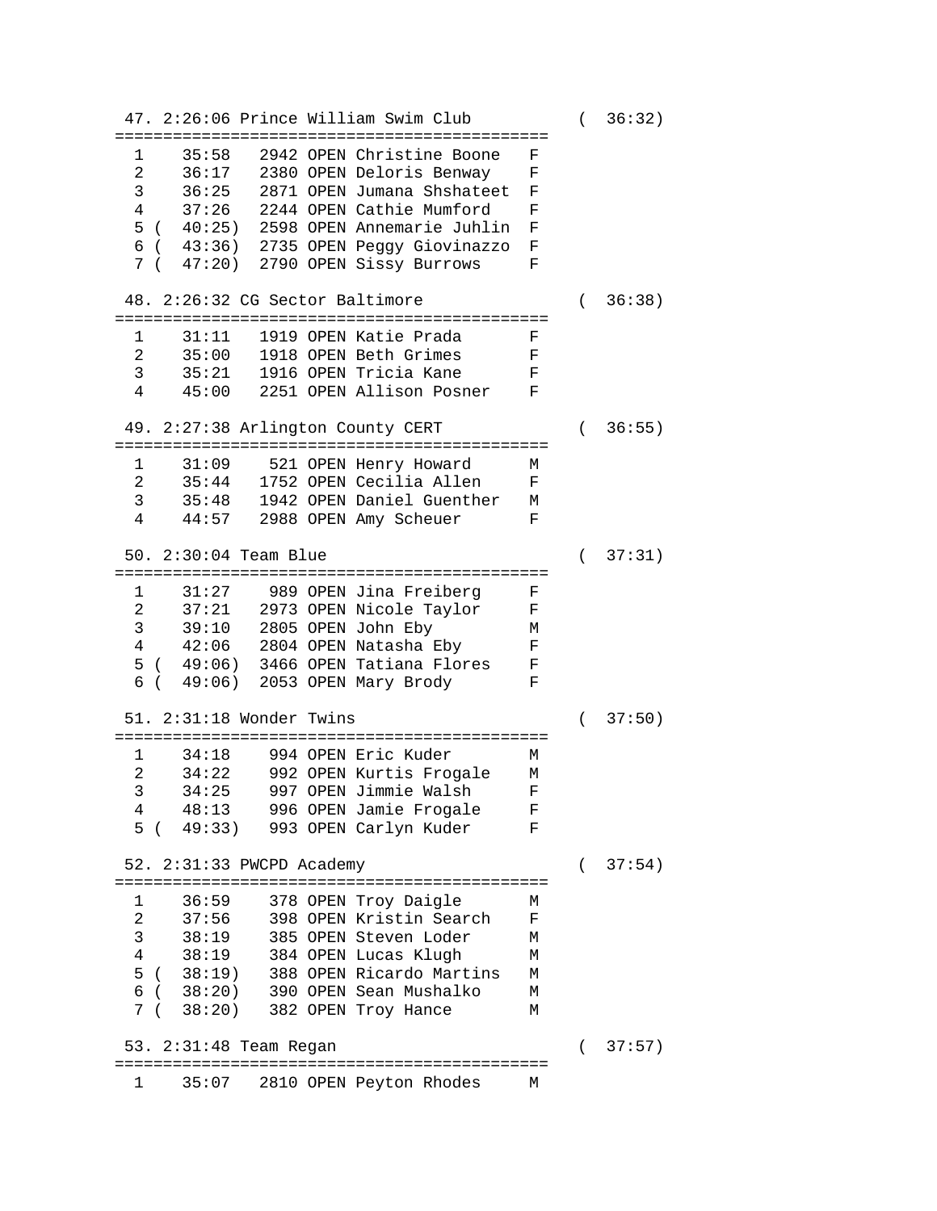```
 47. 2:26:06 Prince William Swim Club          ( 36:32)
=============================================
  1    35:58   2942 OPEN Christine Boone   F
  2    36:17   2380 OPEN Deloris Benway    F
  3    36:25   2871 OPEN Jumana Shshateet  F
  4    37:26   2244 OPEN Cathie Mumford    F
  5 (  40:25)  2598 OPEN Annemarie Juhlin  F
  6 (  43:36)  2735 OPEN Peggy Giovinazzo  F
  7 (  47:20)  2790 OPEN Sissy Burrows     F

 48. 2:26:32 CG Sector Baltimore               ( 36:38)
=============================================
  1    31:11   1919 OPEN Katie Prada       F
  2    35:00   1918 OPEN Beth Grimes       F
  3    35:21   1916 OPEN Tricia Kane       F
  4    45:00   2251 OPEN Allison Posner    F

 49. 2:27:38 Arlington County CERT             ( 36:55)
=============================================
  1    31:09    521 OPEN Henry Howard      M
  2    35:44   1752 OPEN Cecilia Allen     F
  3    35:48   1942 OPEN Daniel Guenther   M
  4    44:57   2988 OPEN Amy Scheuer       F

 50. 2:30:04 Team Blue                         ( 37:31)
=============================================
  1    31:27    989 OPEN Jina Freiberg     F
  2    37:21   2973 OPEN Nicole Taylor     F
  3    39:10   2805 OPEN John Eby          M
  4    42:06   2804 OPEN Natasha Eby       F
  5 (  49:06)  3466 OPEN Tatiana Flores    F
  6 (  49:06)  2053 OPEN Mary Brody        F

 51. 2:31:18 Wonder Twins                      ( 37:50)
=============================================
  1    34:18    994 OPEN Eric Kuder        M
  2    34:22    992 OPEN Kurtis Frogale    M
  3    34:25    997 OPEN Jimmie Walsh      F
  4    48:13    996 OPEN Jamie Frogale     F
  5 (  49:33)   993 OPEN Carlyn Kuder      F

 52. 2:31:33 PWCPD Academy                     ( 37:54)
=============================================
  1    36:59    378 OPEN Troy Daigle       M
  2    37:56    398 OPEN Kristin Search    F
  3    38:19    385 OPEN Steven Loder      M
  4    38:19    384 OPEN Lucas Klugh       M
  5 (  38:19)   388 OPEN Ricardo Martins   M
  6 (  38:20)   390 OPEN Sean Mushalko     M
  7 (  38:20)   382 OPEN Troy Hance        M

 53. 2:31:48 Team Regan                        ( 37:57)
=============================================
  1    35:07   2810 OPEN Peyton Rhodes     M
```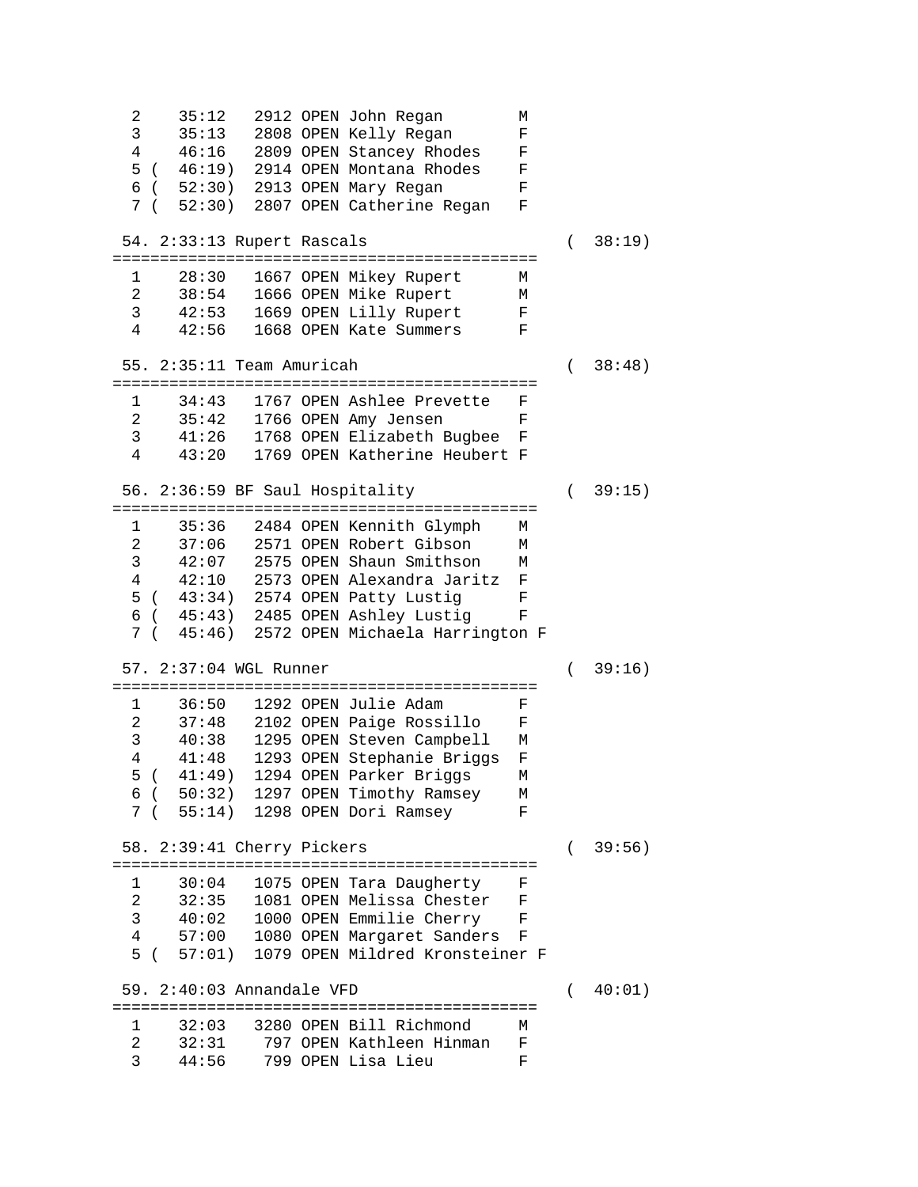```
  2    35:12   2912 OPEN John Regan        M
  3    35:13   2808 OPEN Kelly Regan       F
  4    46:16   2809 OPEN Stancey Rhodes    F
  5 (  46:19)  2914 OPEN Montana Rhodes    F
  6 (  52:30)  2913 OPEN Mary Regan        F
  7 (  52:30)  2807 OPEN Catherine Regan   F

 54. 2:33:13 Rupert Rascals                       (  38:19)
=============================================
  1    28:30   1667 OPEN Mikey Rupert      M
  2    38:54   1666 OPEN Mike Rupert       M
  3    42:53   1669 OPEN Lilly Rupert      F
  4    42:56   1668 OPEN Kate Summers      F

 55. 2:35:11 Team Amuricah                        (  38:48)
=============================================
  1    34:43   1767 OPEN Ashlee Prevette   F
  2    35:42   1766 OPEN Amy Jensen        F
  3    41:26   1768 OPEN Elizabeth Bugbee  F
  4    43:20   1769 OPEN Katherine Heubert F

 56. 2:36:59 BF Saul Hospitality                  (  39:15)
=============================================
  1    35:36   2484 OPEN Kennith Glymph    M
  2    37:06   2571 OPEN Robert Gibson     M
  3    42:07   2575 OPEN Shaun Smithson    M
  4    42:10   2573 OPEN Alexandra Jaritz  F
  5 (  43:34)  2574 OPEN Patty Lustig      F
  6 (  45:43)  2485 OPEN Ashley Lustig     F
  7 (  45:46)  2572 OPEN Michaela Harrington F

 57. 2:37:04 WGL Runner                           (  39:16)
=============================================
  1    36:50   1292 OPEN Julie Adam        F
  2    37:48   2102 OPEN Paige Rossillo    F
  3    40:38   1295 OPEN Steven Campbell   M
  4    41:48   1293 OPEN Stephanie Briggs  F
  5 (  41:49)  1294 OPEN Parker Briggs     M
  6 (  50:32)  1297 OPEN Timothy Ramsey    M
  7 (  55:14)  1298 OPEN Dori Ramsey       F

 58. 2:39:41 Cherry Pickers                       (  39:56)
=============================================
  1    30:04   1075 OPEN Tara Daugherty    F
  2    32:35   1081 OPEN Melissa Chester   F
  3    40:02   1000 OPEN Emmilie Cherry    F
  4    57:00   1080 OPEN Margaret Sanders  F
  5 (  57:01)  1079 OPEN Mildred Kronsteiner F

 59. 2:40:03 Annandale VFD                        (  40:01)
=============================================
  1    32:03   3280 OPEN Bill Richmond     M
  2    32:31    797 OPEN Kathleen Hinman   F
  3    44:56    799 OPEN Lisa Lieu         F
```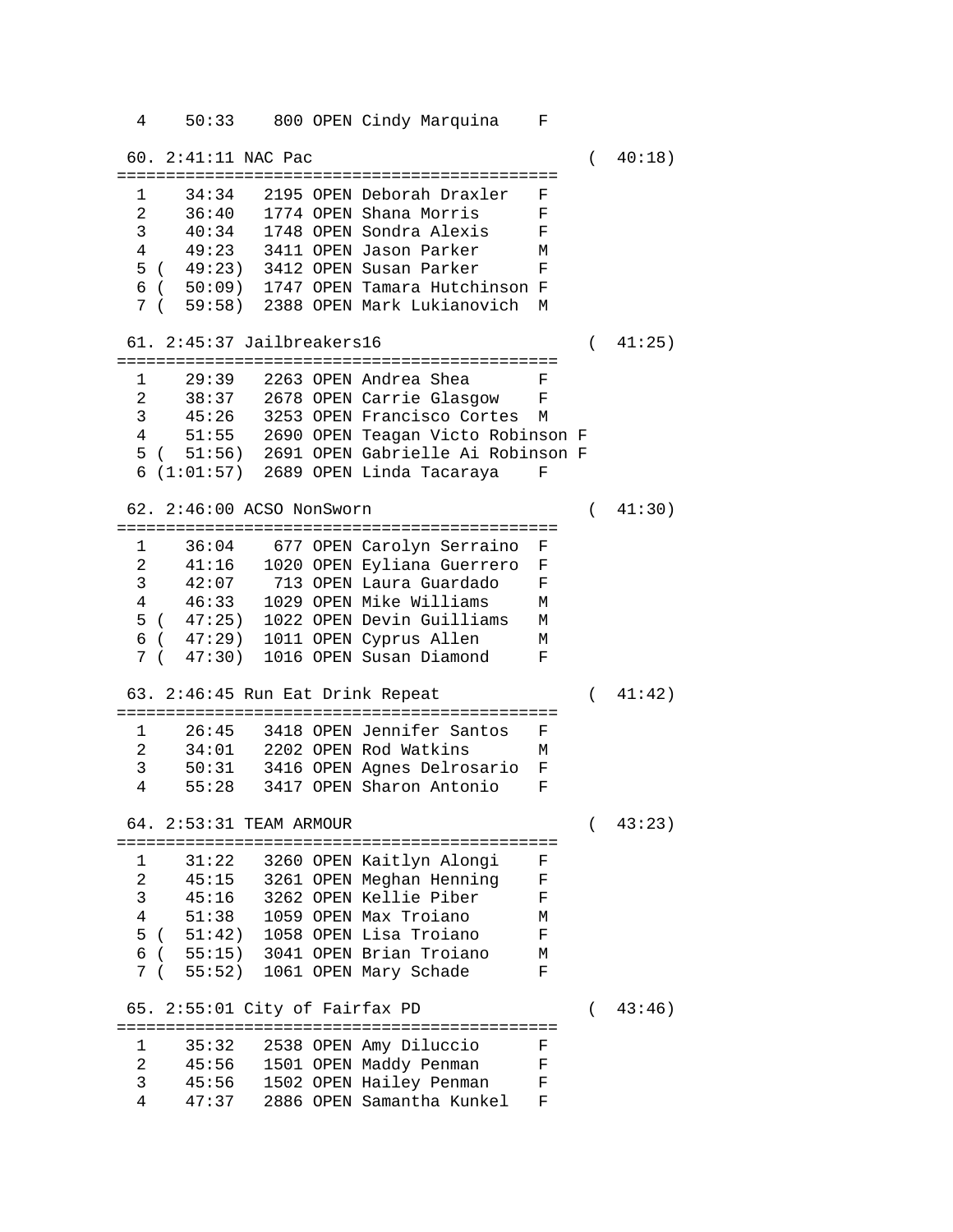```
  4    50:33    800 OPEN Cindy Marquina    F

 60. 2:41:11 NAC Pac                               (  40:18)
=============================================
  1    34:34   2195 OPEN Deborah Draxler   F
  2    36:40   1774 OPEN Shana Morris      F
  3    40:34   1748 OPEN Sondra Alexis     F
  4    49:23   3411 OPEN Jason Parker      M
  5 (  49:23)  3412 OPEN Susan Parker      F
  6 (  50:09)  1747 OPEN Tamara Hutchinson F
  7 (  59:58)  2388 OPEN Mark Lukianovich  M

 61. 2:45:37 Jailbreakers16                        (  41:25)
=============================================
  1    29:39   2263 OPEN Andrea Shea       F
  2    38:37   2678 OPEN Carrie Glasgow    F
  3    45:26   3253 OPEN Francisco Cortes  M
  4    51:55   2690 OPEN Teagan Victo Robinson F
  5 (  51:56)  2691 OPEN Gabrielle Ai Robinson F
  6 (1:01:57)  2689 OPEN Linda Tacaraya    F

 62. 2:46:00 ACSO NonSworn                         (  41:30)
=============================================
  1    36:04    677 OPEN Carolyn Serraino  F
  2    41:16   1020 OPEN Eyliana Guerrero  F
  3    42:07    713 OPEN Laura Guardado    F
  4    46:33   1029 OPEN Mike Williams     M
  5 (  47:25)  1022 OPEN Devin Guilliams   M
  6 (  47:29)  1011 OPEN Cyprus Allen      M
  7 (  47:30)  1016 OPEN Susan Diamond     F

 63. 2:46:45 Run Eat Drink Repeat                  (  41:42)
=============================================
  1    26:45   3418 OPEN Jennifer Santos   F
  2    34:01   2202 OPEN Rod Watkins       M
  3    50:31   3416 OPEN Agnes Delrosario  F
  4    55:28   3417 OPEN Sharon Antonio    F

 64. 2:53:31 TEAM ARMOUR                           (  43:23)
=============================================
  1    31:22   3260 OPEN Kaitlyn Alongi    F
  2    45:15   3261 OPEN Meghan Henning    F
  3    45:16   3262 OPEN Kellie Piber      F
  4    51:38   1059 OPEN Max Troiano       M
  5 (  51:42)  1058 OPEN Lisa Troiano      F
  6 (  55:15)  3041 OPEN Brian Troiano     M
  7 (  55:52)  1061 OPEN Mary Schade       F

 65. 2:55:01 City of Fairfax PD                    (  43:46)
=============================================
  1    35:32   2538 OPEN Amy Diluccio      F
  2    45:56   1501 OPEN Maddy Penman      F
  3    45:56   1502 OPEN Hailey Penman     F
  4    47:37   2886 OPEN Samantha Kunkel   F
```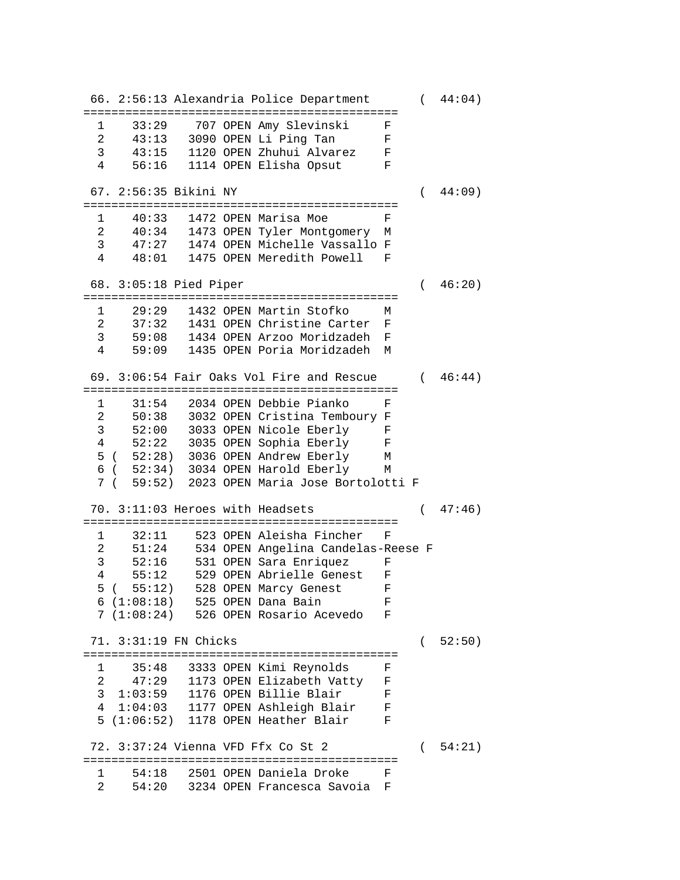```
 66. 2:56:13 Alexandria Police Department       (  44:04)
=============================================
  1    33:29    707 OPEN Amy Slevinski     F
  2    43:13   3090 OPEN Li Ping Tan       F
  3    43:15   1120 OPEN Zhuhui Alvarez    F
  4    56:16   1114 OPEN Elisha Opsut      F

 67. 2:56:35 Bikini NY                          (  44:09)
=============================================
  1    40:33   1472 OPEN Marisa Moe        F
  2    40:34   1473 OPEN Tyler Montgomery  M
  3    47:27   1474 OPEN Michelle Vassallo F
  4    48:01   1475 OPEN Meredith Powell   F

 68. 3:05:18 Pied Piper                         (  46:20)
=============================================
  1    29:29   1432 OPEN Martin Stofko     M
  2    37:32   1431 OPEN Christine Carter  F
  3    59:08   1434 OPEN Arzoo Moridzadeh  F
  4    59:09   1435 OPEN Poria Moridzadeh  M

 69. 3:06:54 Fair Oaks Vol Fire and Rescue      (  46:44)
=============================================
  1    31:54   2034 OPEN Debbie Pianko     F
  2    50:38   3032 OPEN Cristina Temboury F
  3    52:00   3033 OPEN Nicole Eberly     F
  4    52:22   3035 OPEN Sophia Eberly     F
  5 (  52:28)  3036 OPEN Andrew Eberly     M
  6 (  52:34)  3034 OPEN Harold Eberly     M
  7 (  59:52)  2023 OPEN Maria Jose Bortolotti F

 70. 3:11:03 Heroes with Headsets               (  47:46)
=============================================
  1    32:11    523 OPEN Aleisha Fincher   F
  2    51:24    534 OPEN Angelina Candelas-Reese F
  3    52:16    531 OPEN Sara Enriquez     F
  4    55:12    529 OPEN Abrielle Genest   F
  5 (  55:12)   528 OPEN Marcy Genest      F
  6 (1:08:18)   525 OPEN Dana Bain         F
  7 (1:08:24)   526 OPEN Rosario Acevedo   F

 71. 3:31:19 FN Chicks                          (  52:50)
=============================================
  1    35:48   3333 OPEN Kimi Reynolds     F
  2    47:29   1173 OPEN Elizabeth Vatty   F
  3  1:03:59   1176 OPEN Billie Blair      F
  4  1:04:03   1177 OPEN Ashleigh Blair    F
  5 (1:06:52)  1178 OPEN Heather Blair     F

 72. 3:37:24 Vienna VFD Ffx Co St 2             (  54:21)
=============================================
  1    54:18   2501 OPEN Daniela Droke     F
  2    54:20   3234 OPEN Francesca Savoia  F
```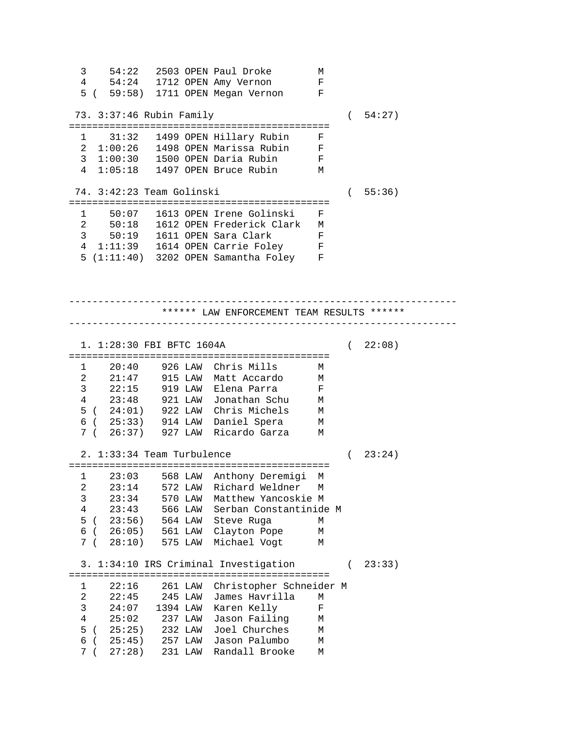```
  3    54:22   2503 OPEN Paul Droke        M
  4    54:24   1712 OPEN Amy Vernon        F
  5 (  59:58)  1711 OPEN Megan Vernon      F

 73. 3:37:46 Rubin Family                          (  54:27)
=============================================
  1    31:32   1499 OPEN Hillary Rubin     F
  2  1:00:26   1498 OPEN Marissa Rubin     F
  3  1:00:30   1500 OPEN Daria Rubin       F
  4  1:05:18   1497 OPEN Bruce Rubin       M

 74. 3:42:23 Team Golinski                         (  55:36)
=============================================
  1    50:07   1613 OPEN Irene Golinski    F
  2    50:18   1612 OPEN Frederick Clark   M
  3    50:19   1611 OPEN Sara Clark        F
  4  1:11:39   1614 OPEN Carrie Foley      F
  5 (1:11:40)  3202 OPEN Samantha Foley    F



-------------------------------------------------------------------
                ****** LAW ENFORCEMENT TEAM RESULTS ******
-------------------------------------------------------------------

  1. 1:28:30 FBI BFTC 1604A                        (  22:08)
=============================================
  1    20:40    926 LAW  Chris Mills       M
  2    21:47    915 LAW  Matt Accardo      M
  3    22:15    919 LAW  Elena Parra       F
  4    23:48    921 LAW  Jonathan Schu     M
  5 (  24:01)   922 LAW  Chris Michels     M
  6 (  25:33)   914 LAW  Daniel Spera      M
  7 (  26:37)   927 LAW  Ricardo Garza     M

  2. 1:33:34 Team Turbulence                       (  23:24)
=============================================
  1    23:03    568 LAW  Anthony Deremigi  M
  2    23:14    572 LAW  Richard Weldner   M
  3    23:34    570 LAW  Matthew Yancoskie M
  4    23:43    566 LAW  Serban Constantinide M
  5 (  23:56)   564 LAW  Steve Ruga        M
  6 (  26:05)   561 LAW  Clayton Pope      M
  7 (  28:10)   575 LAW  Michael Vogt      M

  3. 1:34:10 IRS Criminal Investigation            (  23:33)
=============================================
  1    22:16    261 LAW  Christopher Schneider M
  2    22:45    245 LAW  James Havrilla    M
  3    24:07   1394 LAW  Karen Kelly       F
  4    25:02    237 LAW  Jason Failing     M
  5 (  25:25)   232 LAW  Joel Churches     M
  6 (  25:45)   257 LAW  Jason Palumbo     M
  7 (  27:28)   231 LAW  Randall Brooke    M
```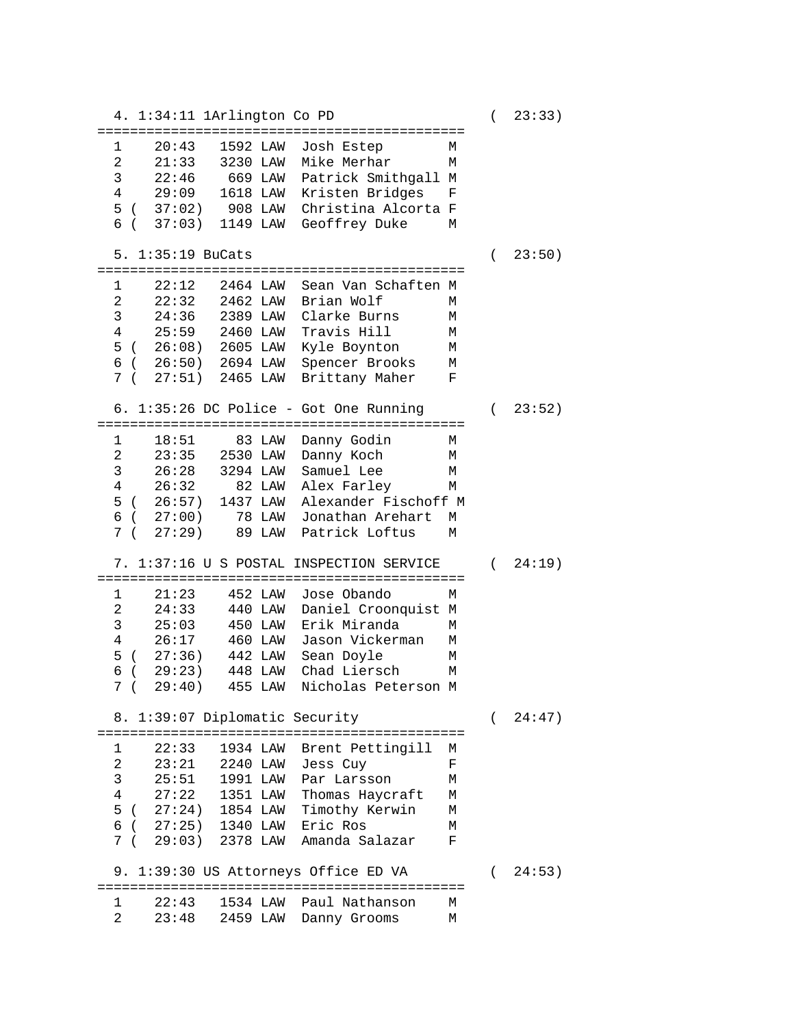```
  4. 1:34:11 1Arlington Co PD                  ( 23:33)
============================================
  1    20:43   1592 LAW  Josh Estep        M
  2    21:33   3230 LAW  Mike Merhar       M
  3    22:46    669 LAW  Patrick Smithgall M
  4    29:09   1618 LAW  Kristen Bridges   F
  5 (  37:02)   908 LAW  Christina Alcorta F
  6 (  37:03)  1149 LAW  Geoffrey Duke     M

  5. 1:35:19 BuCats                            ( 23:50)
============================================
  1    22:12   2464 LAW  Sean Van Schaften M
  2    22:32   2462 LAW  Brian Wolf        M
  3    24:36   2389 LAW  Clarke Burns      M
  4    25:59   2460 LAW  Travis Hill       M
  5 (  26:08)  2605 LAW  Kyle Boynton      M
  6 (  26:50)  2694 LAW  Spencer Brooks    M
  7 (  27:51)  2465 LAW  Brittany Maher    F

  6. 1:35:26 DC Police - Got One Running       ( 23:52)
============================================
  1    18:51     83 LAW  Danny Godin       M
  2    23:35   2530 LAW  Danny Koch        M
  3    26:28   3294 LAW  Samuel Lee        M
  4    26:32     82 LAW  Alex Farley       M
  5 (  26:57)  1437 LAW  Alexander Fischoff M
  6 (  27:00)    78 LAW  Jonathan Arehart  M
  7 (  27:29)    89 LAW  Patrick Loftus    M

  7. 1:37:16 U S POSTAL INSPECTION SERVICE     ( 24:19)
============================================
  1    21:23    452 LAW  Jose Obando       M
  2    24:33    440 LAW  Daniel Croonquist M
  3    25:03    450 LAW  Erik Miranda      M
  4    26:17    460 LAW  Jason Vickerman   M
  5 (  27:36)   442 LAW  Sean Doyle        M
  6 (  29:23)   448 LAW  Chad Liersch      M
  7 (  29:40)   455 LAW  Nicholas Peterson M

  8. 1:39:07 Diplomatic Security               ( 24:47)
============================================
  1    22:33   1934 LAW  Brent Pettingill  M
  2    23:21   2240 LAW  Jess Cuy          F
  3    25:51   1991 LAW  Par Larsson       M
  4    27:22   1351 LAW  Thomas Haycraft   M
  5 (  27:24)  1854 LAW  Timothy Kerwin    M
  6 (  27:25)  1340 LAW  Eric Ros          M
  7 (  29:03)  2378 LAW  Amanda Salazar    F

  9. 1:39:30 US Attorneys Office ED VA         ( 24:53)
============================================
  1    22:43   1534 LAW  Paul Nathanson    M
  2    23:48   2459 LAW  Danny Grooms      M
```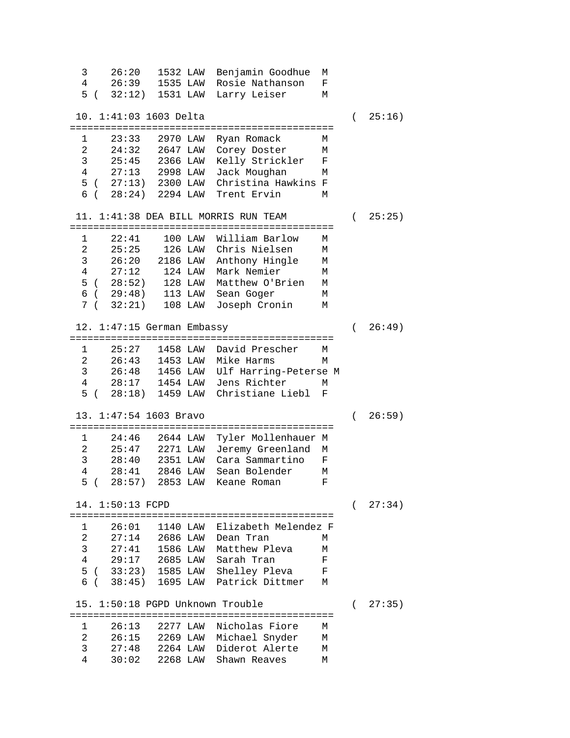```
  3    26:20   1532 LAW  Benjamin Goodhue  M
  4    26:39   1535 LAW  Rosie Nathanson   F
  5 (  32:12)  1531 LAW  Larry Leiser      M

 10. 1:41:03 1603 Delta                            (  25:16)
=============================================
  1    23:33   2970 LAW  Ryan Romack       M
  2    24:32   2647 LAW  Corey Doster      M
  3    25:45   2366 LAW  Kelly Strickler   F
  4    27:13   2998 LAW  Jack Moughan      M
  5 (  27:13)  2300 LAW  Christina Hawkins F
  6 (  28:24)  2294 LAW  Trent Ervin       M

 11. 1:41:38 DEA BILL MORRIS RUN TEAM              (  25:25)
=============================================
  1    22:41    100 LAW  William Barlow    M
  2    25:25    126 LAW  Chris Nielsen     M
  3    26:20   2186 LAW  Anthony Hingle    M
  4    27:12    124 LAW  Mark Nemier       M
  5 (  28:52)   128 LAW  Matthew O'Brien   M
  6 (  29:48)   113 LAW  Sean Goger        M
  7 (  32:21)   108 LAW  Joseph Cronin     M

 12. 1:47:15 German Embassy                        (  26:49)
=============================================
  1    25:27   1458 LAW  David Prescher    M
  2    26:43   1453 LAW  Mike Harms        M
  3    26:48   1456 LAW  Ulf Harring-Peterse M
  4    28:17   1454 LAW  Jens Richter      M
  5 (  28:18)  1459 LAW  Christiane Liebl  F

 13. 1:47:54 1603 Bravo                            (  26:59)
=============================================
  1    24:46   2644 LAW  Tyler Mollenhauer M
  2    25:47   2271 LAW  Jeremy Greenland  M
  3    28:40   2351 LAW  Cara Sammartino   F
  4    28:41   2846 LAW  Sean Bolender     M
  5 (  28:57)  2853 LAW  Keane Roman       F

 14. 1:50:13 FCPD                                  (  27:34)
=============================================
  1    26:01   1140 LAW  Elizabeth Melendez F
  2    27:14   2686 LAW  Dean Tran         M
  3    27:41   1586 LAW  Matthew Pleva     M
  4    29:17   2685 LAW  Sarah Tran        F
  5 (  33:23)  1585 LAW  Shelley Pleva     F
  6 (  38:45)  1695 LAW  Patrick Dittmer   M

 15. 1:50:18 PGPD Unknown Trouble                  (  27:35)
=============================================
  1    26:13   2277 LAW  Nicholas Fiore    M
  2    26:15   2269 LAW  Michael Snyder    M
  3    27:48   2264 LAW  Diderot Alerte    M
  4    30:02   2268 LAW  Shawn Reaves      M
```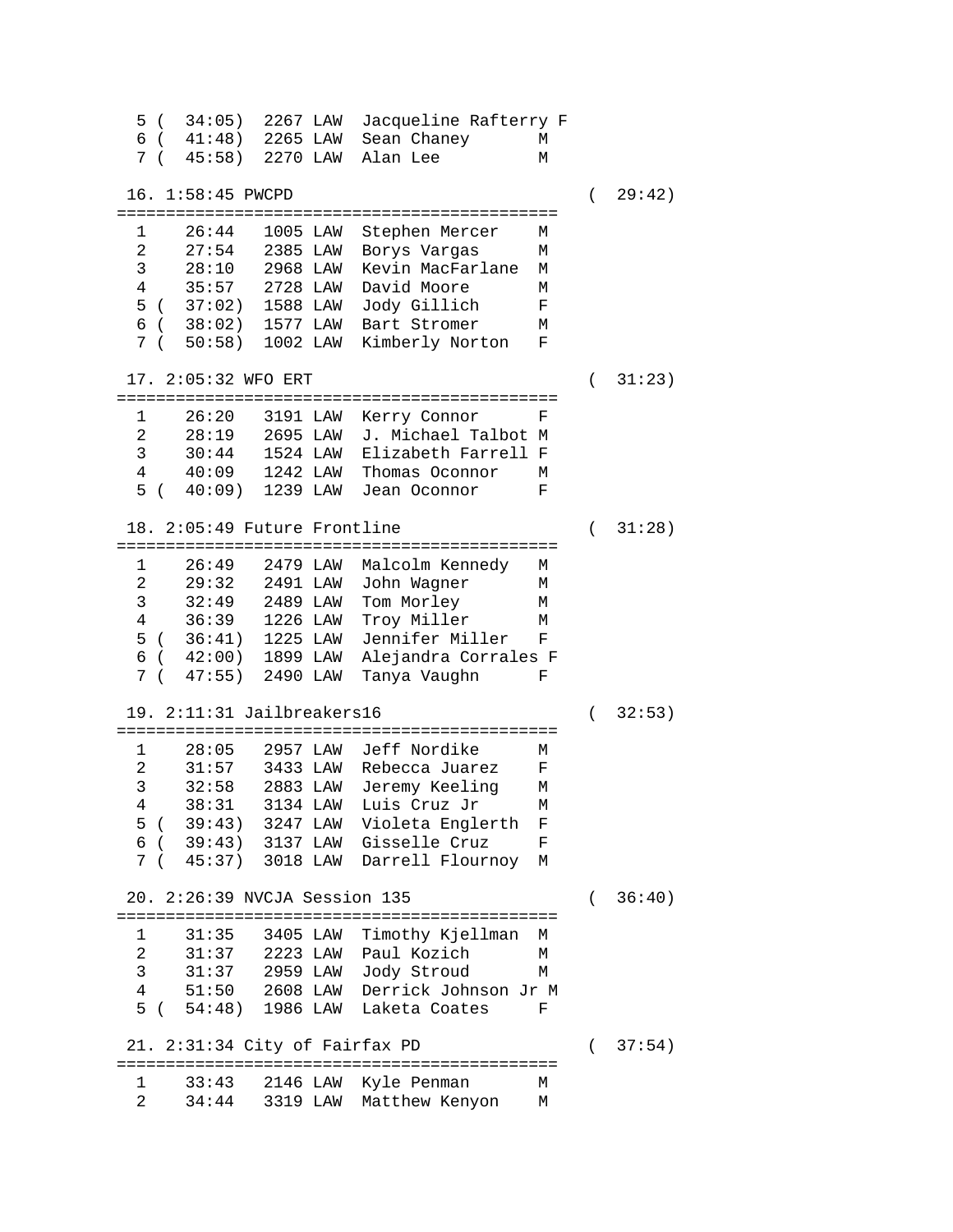```
  5 (  34:05)  2267 LAW  Jacqueline Rafterry F
  6 (  41:48)  2265 LAW  Sean Chaney       M
  7 (  45:58)  2270 LAW  Alan Lee          M

 16. 1:58:45 PWCPD                               (  29:42)
=============================================
  1    26:44   1005 LAW  Stephen Mercer    M
  2    27:54   2385 LAW  Borys Vargas      M
  3    28:10   2968 LAW  Kevin MacFarlane  M
  4    35:57   2728 LAW  David Moore       M
  5 (  37:02)  1588 LAW  Jody Gillich      F
  6 (  38:02)  1577 LAW  Bart Stromer      M
  7 (  50:58)  1002 LAW  Kimberly Norton   F

 17. 2:05:32 WFO ERT                             (  31:23)
=============================================
  1    26:20   3191 LAW  Kerry Connor      F
  2    28:19   2695 LAW  J. Michael Talbot M
  3    30:44   1524 LAW  Elizabeth Farrell F
  4    40:09   1242 LAW  Thomas Oconnor    M
  5 (  40:09)  1239 LAW  Jean Oconnor      F

 18. 2:05:49 Future Frontline                    (  31:28)
=============================================
  1    26:49   2479 LAW  Malcolm Kennedy   M
  2    29:32   2491 LAW  John Wagner       M
  3    32:49   2489 LAW  Tom Morley        M
  4    36:39   1226 LAW  Troy Miller       M
  5 (  36:41)  1225 LAW  Jennifer Miller   F
  6 (  42:00)  1899 LAW  Alejandra Corrales F
  7 (  47:55)  2490 LAW  Tanya Vaughn      F

 19. 2:11:31 Jailbreakers16                      (  32:53)
=============================================
  1    28:05   2957 LAW  Jeff Nordike      M
  2    31:57   3433 LAW  Rebecca Juarez    F
  3    32:58   2883 LAW  Jeremy Keeling    M
  4    38:31   3134 LAW  Luis Cruz Jr      M
  5 (  39:43)  3247 LAW  Violeta Englerth  F
  6 (  39:43)  3137 LAW  Gisselle Cruz     F
  7 (  45:37)  3018 LAW  Darrell Flournoy  M

 20. 2:26:39 NVCJA Session 135                   (  36:40)
=============================================
  1    31:35   3405 LAW  Timothy Kjellman  M
  2    31:37   2223 LAW  Paul Kozich       M
  3    31:37   2959 LAW  Jody Stroud       M
  4    51:50   2608 LAW  Derrick Johnson Jr M
  5 (  54:48)  1986 LAW  Laketa Coates     F

 21. 2:31:34 City of Fairfax PD                  (  37:54)
=============================================
  1    33:43   2146 LAW  Kyle Penman       M
  2    34:44   3319 LAW  Matthew Kenyon    M
```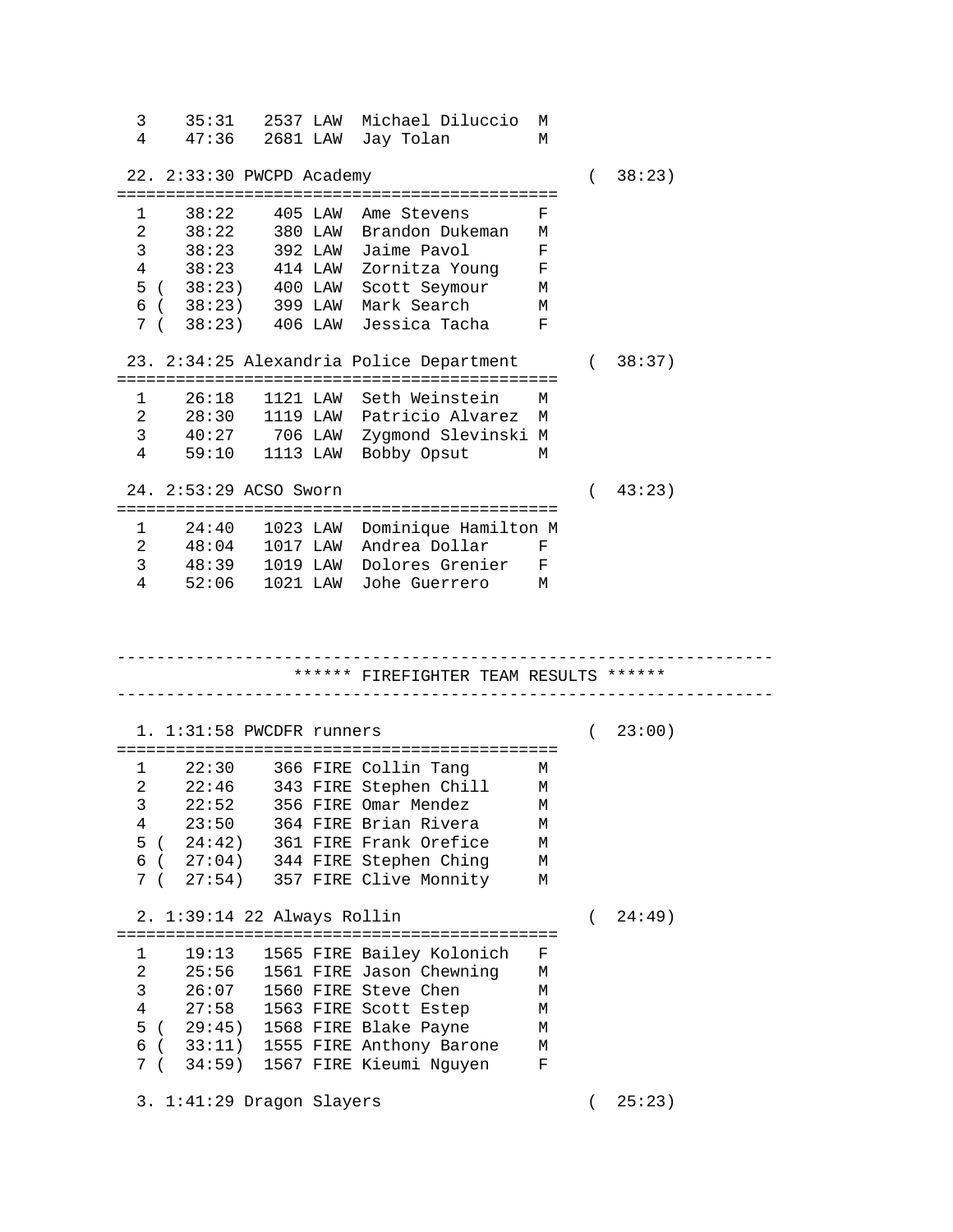```
  3    35:31   2537 LAW  Michael Diluccio  M
  4    47:36   2681 LAW  Jay Tolan         M

 22. 2:33:30 PWCPD Academy                         (  38:23)
============================================
  1    38:22    405 LAW  Ame Stevens       F
  2    38:22    380 LAW  Brandon Dukeman   M
  3    38:23    392 LAW  Jaime Pavol       F
  4    38:23    414 LAW  Zornitza Young    F
  5 (  38:23)   400 LAW  Scott Seymour     M
  6 (  38:23)   399 LAW  Mark Search       M
  7 (  38:23)   406 LAW  Jessica Tacha     F

 23. 2:34:25 Alexandria Police Department          (  38:37)
============================================
  1    26:18   1121 LAW  Seth Weinstein    M
  2    28:30   1119 LAW  Patricio Alvarez  M
  3    40:27    706 LAW  Zygmond Slevinski M
  4    59:10   1113 LAW  Bobby Opsut       M

 24. 2:53:29 ACSO Sworn                            (  43:23)
============================================
  1    24:40   1023 LAW  Dominique Hamilton M
  2    48:04   1017 LAW  Andrea Dollar     F
  3    48:39   1019 LAW  Dolores Grenier   F
  4    52:06   1021 LAW  Johe Guerrero     M



-----------------------------------------------------------------
                 ****** FIREFIGHTER TEAM RESULTS ******
-----------------------------------------------------------------

  1. 1:31:58 PWCDFR runners                        (  23:00)
============================================
  1    22:30    366 FIRE Collin Tang       M
  2    22:46    343 FIRE Stephen Chill     M
  3    22:52    356 FIRE Omar Mendez       M
  4    23:50    364 FIRE Brian Rivera      M
  5 (  24:42)   361 FIRE Frank Orefice     M
  6 (  27:04)   344 FIRE Stephen Ching     M
  7 (  27:54)   357 FIRE Clive Monnity     M

  2. 1:39:14 22 Always Rollin                      (  24:49)
============================================
  1    19:13   1565 FIRE Bailey Kolonich   F
  2    25:56   1561 FIRE Jason Chewning    M
  3    26:07   1560 FIRE Steve Chen        M
  4    27:58   1563 FIRE Scott Estep       M
  5 (  29:45)  1568 FIRE Blake Payne       M
  6 (  33:11)  1555 FIRE Anthony Barone    M
  7 (  34:59)  1567 FIRE Kieumi Nguyen     F

  3. 1:41:29 Dragon Slayers                        (  25:23)
```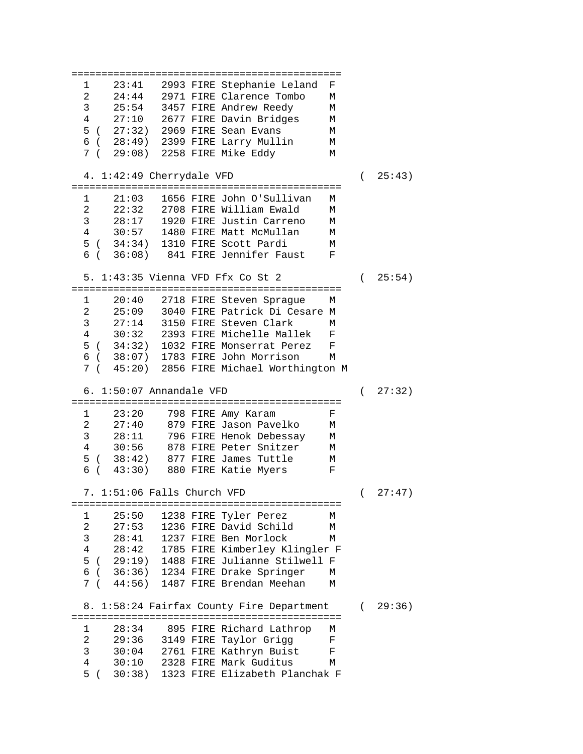```
=============================================
  1    23:41   2993 FIRE Stephanie Leland  F
  2    24:44   2971 FIRE Clarence Tombo    M
  3    25:54   3457 FIRE Andrew Reedy      M
  4    27:10   2677 FIRE Davin Bridges     M
  5 (  27:32)  2969 FIRE Sean Evans        M
  6 (  28:49)  2399 FIRE Larry Mullin      M
  7 (  29:08)  2258 FIRE Mike Eddy         M

  4. 1:42:49 Cherrydale VFD                         (  25:43)
=============================================
  1    21:03   1656 FIRE John O'Sullivan   M
  2    22:32   2708 FIRE William Ewald     M
  3    28:17   1920 FIRE Justin Carreno    M
  4    30:57   1480 FIRE Matt McMullan     M
  5 (  34:34)  1310 FIRE Scott Pardi       M
  6 (  36:08)   841 FIRE Jennifer Faust    F

  5. 1:43:35 Vienna VFD Ffx Co St 2                 (  25:54)
=============================================
  1    20:40   2718 FIRE Steven Sprague    M
  2    25:09   3040 FIRE Patrick Di Cesare M
  3    27:14   3150 FIRE Steven Clark      M
  4    30:32   2393 FIRE Michelle Mallek   F
  5 (  34:32)  1032 FIRE Monserrat Perez   F
  6 (  38:07)  1783 FIRE John Morrison     M
  7 (  45:20)  2856 FIRE Michael Worthington M

  6. 1:50:07 Annandale VFD                          (  27:32)
=============================================
  1    23:20    798 FIRE Amy Karam         F
  2    27:40    879 FIRE Jason Pavelko     M
  3    28:11    796 FIRE Henok Debessay    M
  4    30:56    878 FIRE Peter Snitzer     M
  5 (  38:42)   877 FIRE James Tuttle      M
  6 (  43:30)   880 FIRE Katie Myers       F

  7. 1:51:06 Falls Church VFD                       (  27:47)
=============================================
  1    25:50   1238 FIRE Tyler Perez       M
  2    27:53   1236 FIRE David Schild      M
  3    28:41   1237 FIRE Ben Morlock       M
  4    28:42   1785 FIRE Kimberley Klingler F
  5 (  29:19)  1488 FIRE Julianne Stilwell F
  6 (  36:36)  1234 FIRE Drake Springer    M
  7 (  44:56)  1487 FIRE Brendan Meehan    M

  8. 1:58:24 Fairfax County Fire Department         (  29:36)
=============================================
  1    28:34    895 FIRE Richard Lathrop   M
  2    29:36   3149 FIRE Taylor Grigg      F
  3    30:04   2761 FIRE Kathryn Buist     F
  4    30:10   2328 FIRE Mark Guditus      M
  5 (  30:38)  1323 FIRE Elizabeth Planchak F
```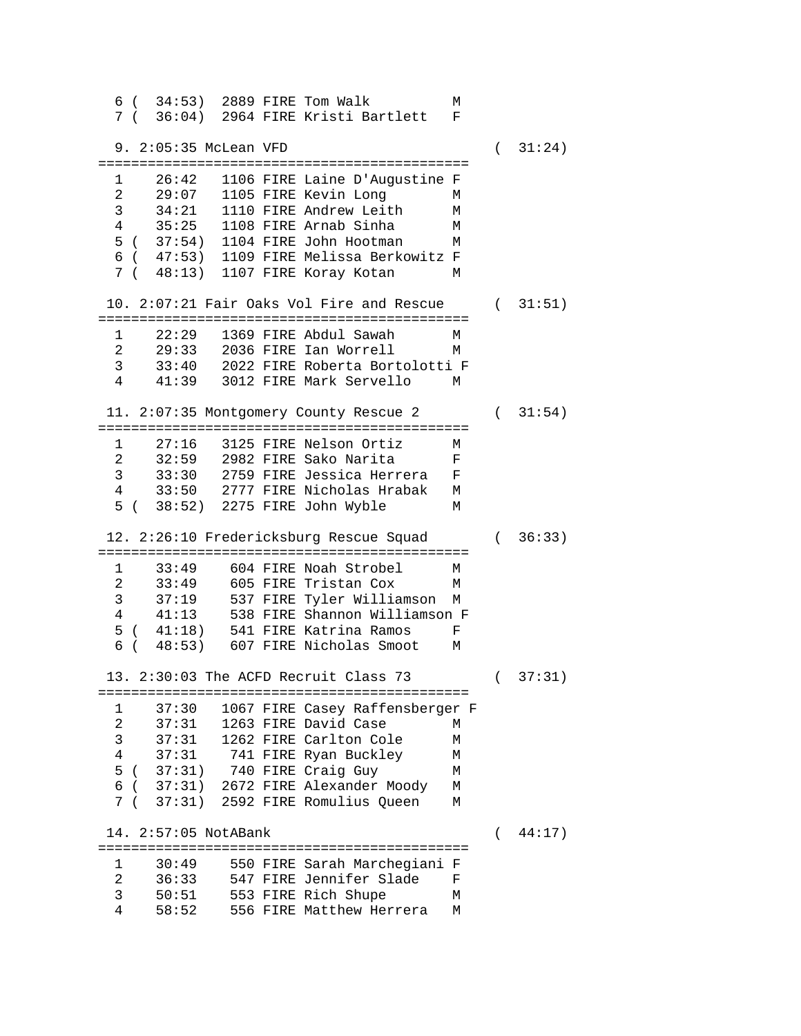```
  6 (  34:53)  2889 FIRE Tom Walk          M
  7 (  36:04)  2964 FIRE Kristi Bartlett   F

  9. 2:05:35 McLean VFD                          (  31:24)
=============================================
  1    26:42   1106 FIRE Laine D'Augustine F
  2    29:07   1105 FIRE Kevin Long        M
  3    34:21   1110 FIRE Andrew Leith      M
  4    35:25   1108 FIRE Arnab Sinha       M
  5 (  37:54)  1104 FIRE John Hootman      M
  6 (  47:53)  1109 FIRE Melissa Berkowitz F
  7 (  48:13)  1107 FIRE Koray Kotan       M

 10. 2:07:21 Fair Oaks Vol Fire and Rescue       (  31:51)
=============================================
  1    22:29   1369 FIRE Abdul Sawah       M
  2    29:33   2036 FIRE Ian Worrell       M
  3    33:40   2022 FIRE Roberta Bortolotti F
  4    41:39   3012 FIRE Mark Servello     M

 11. 2:07:35 Montgomery County Rescue 2          (  31:54)
=============================================
  1    27:16   3125 FIRE Nelson Ortiz      M
  2    32:59   2982 FIRE Sako Narita       F
  3    33:30   2759 FIRE Jessica Herrera   F
  4    33:50   2777 FIRE Nicholas Hrabak   M
  5 (  38:52)  2275 FIRE John Wyble        M

 12. 2:26:10 Fredericksburg Rescue Squad         (  36:33)
=============================================
  1    33:49    604 FIRE Noah Strobel      M
  2    33:49    605 FIRE Tristan Cox       M
  3    37:19    537 FIRE Tyler Williamson  M
  4    41:13    538 FIRE Shannon Williamson F
  5 (  41:18)   541 FIRE Katrina Ramos     F
  6 (  48:53)   607 FIRE Nicholas Smoot    M

 13. 2:30:03 The ACFD Recruit Class 73           (  37:31)
=============================================
  1    37:30   1067 FIRE Casey Raffensberger F
  2    37:31   1263 FIRE David Case        M
  3    37:31   1262 FIRE Carlton Cole      M
  4    37:31    741 FIRE Ryan Buckley      M
  5 (  37:31)   740 FIRE Craig Guy         M
  6 (  37:31)  2672 FIRE Alexander Moody   M
  7 (  37:31)  2592 FIRE Romulius Queen    M

 14. 2:57:05 NotABank                            (  44:17)
=============================================
  1    30:49    550 FIRE Sarah Marchegiani F
  2    36:33    547 FIRE Jennifer Slade    F
  3    50:51    553 FIRE Rich Shupe        M
  4    58:52    556 FIRE Matthew Herrera   M
```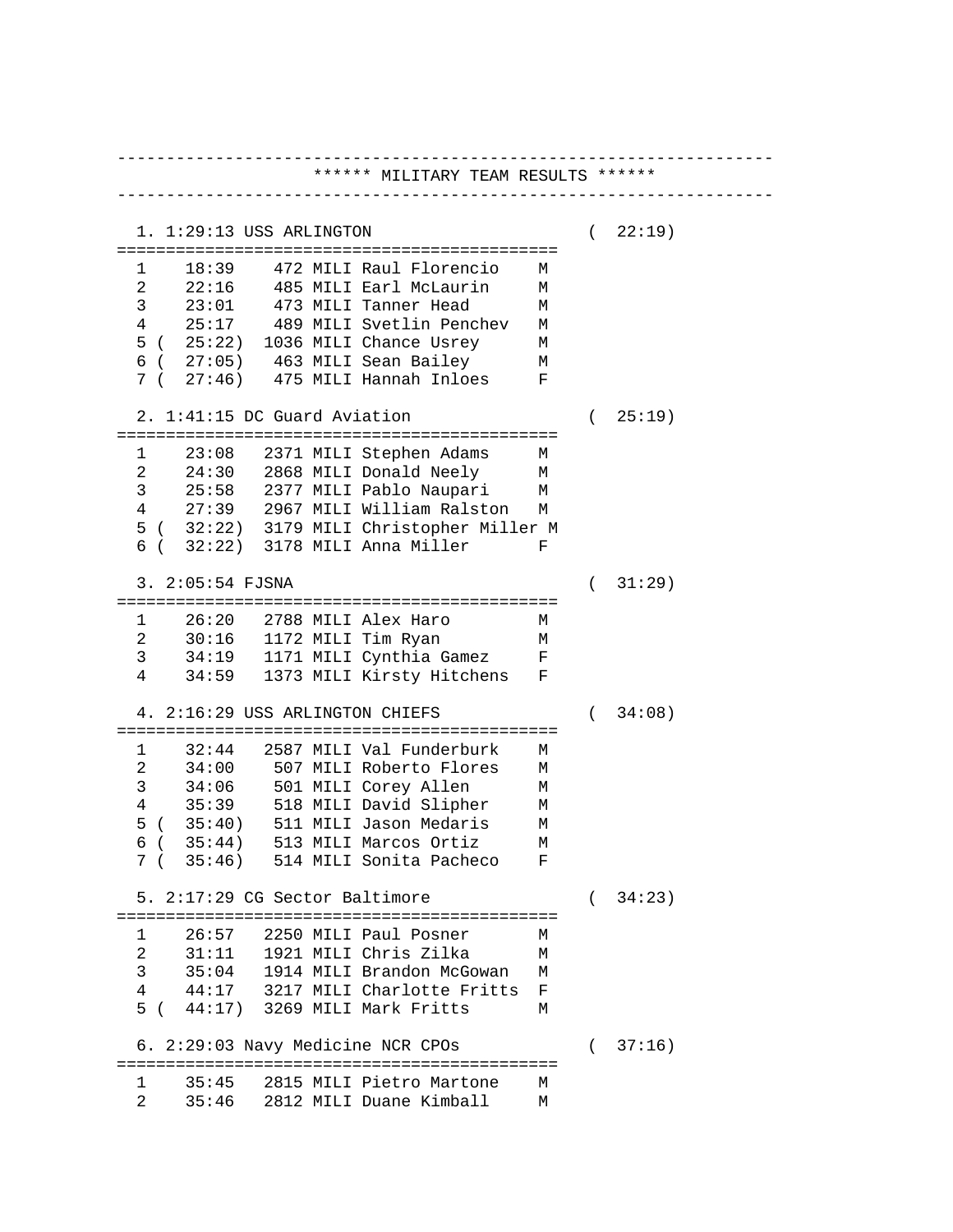```
-------------------------------------------------------------------
                  ****** MILITARY TEAM RESULTS ******
-------------------------------------------------------------------

  1. 1:29:13 USS ARLINGTON                             (  22:19)
=============================================
  1    18:39    472 MILI Raul Florencio    M
  2    22:16    485 MILI Earl McLaurin     M
  3    23:01    473 MILI Tanner Head       M
  4    25:17    489 MILI Svetlin Penchev   M
  5 (  25:22)  1036 MILI Chance Usrey      M
  6 (  27:05)   463 MILI Sean Bailey       M
  7 (  27:46)   475 MILI Hannah Inloes     F

  2. 1:41:15 DC Guard Aviation                         (  25:19)
=============================================
  1    23:08   2371 MILI Stephen Adams     M
  2    24:30   2868 MILI Donald Neely      M
  3    25:58   2377 MILI Pablo Naupari     M
  4    27:39   2967 MILI William Ralston   M
  5 (  32:22)  3179 MILI Christopher Miller M
  6 (  32:22)  3178 MILI Anna Miller       F

  3. 2:05:54 FJSNA                                     (  31:29)
=============================================
  1    26:20   2788 MILI Alex Haro         M
  2    30:16   1172 MILI Tim Ryan          M
  3    34:19   1171 MILI Cynthia Gamez     F
  4    34:59   1373 MILI Kirsty Hitchens   F

  4. 2:16:29 USS ARLINGTON CHIEFS                      (  34:08)
=============================================
  1    32:44   2587 MILI Val Funderburk    M
  2    34:00    507 MILI Roberto Flores    M
  3    34:06    501 MILI Corey Allen       M
  4    35:39    518 MILI David Slipher     M
  5 (  35:40)   511 MILI Jason Medaris     M
  6 (  35:44)   513 MILI Marcos Ortiz      M
  7 (  35:46)   514 MILI Sonita Pacheco    F

  5. 2:17:29 CG Sector Baltimore                       (  34:23)
=============================================
  1    26:57   2250 MILI Paul Posner       M
  2    31:11   1921 MILI Chris Zilka       M
  3    35:04   1914 MILI Brandon McGowan   M
  4    44:17   3217 MILI Charlotte Fritts  F
  5 (  44:17)  3269 MILI Mark Fritts       M

  6. 2:29:03 Navy Medicine NCR CPOs                    (  37:16)
=============================================
  1    35:45   2815 MILI Pietro Martone    M
  2    35:46   2812 MILI Duane Kimball     M
```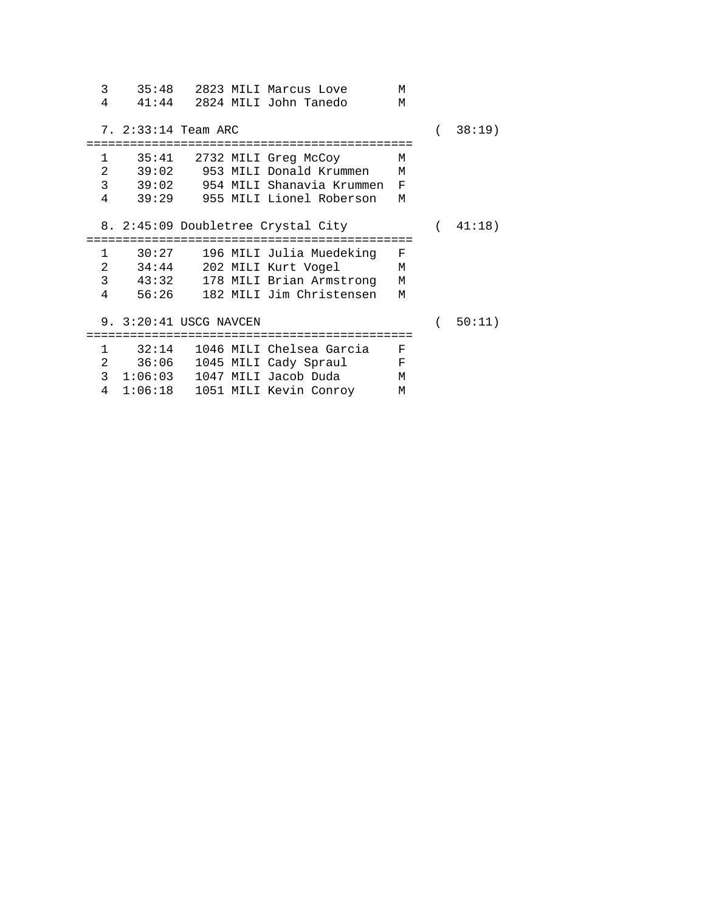```
  3    35:48   2823 MILI Marcus Love       M
  4    41:44   2824 MILI John Tanedo       M

  7. 2:33:14 Team ARC                             (  38:19)
=============================================
  1    35:41   2732 MILI Greg McCoy        M
  2    39:02    953 MILI Donald Krummen    M
  3    39:02    954 MILI Shanavia Krummen  F
  4    39:29    955 MILI Lionel Roberson   M

  8. 2:45:09 Doubletree Crystal City              (  41:18)
=============================================
  1    30:27    196 MILI Julia Muedeking   F
  2    34:44    202 MILI Kurt Vogel        M
  3    43:32    178 MILI Brian Armstrong   M
  4    56:26    182 MILI Jim Christensen   M

  9. 3:20:41 USCG NAVCEN                          (  50:11)
=============================================
  1    32:14   1046 MILI Chelsea Garcia    F
  2    36:06   1045 MILI Cady Spraul       F
  3  1:06:03   1047 MILI Jacob Duda        M
  4  1:06:18   1051 MILI Kevin Conroy      M
```